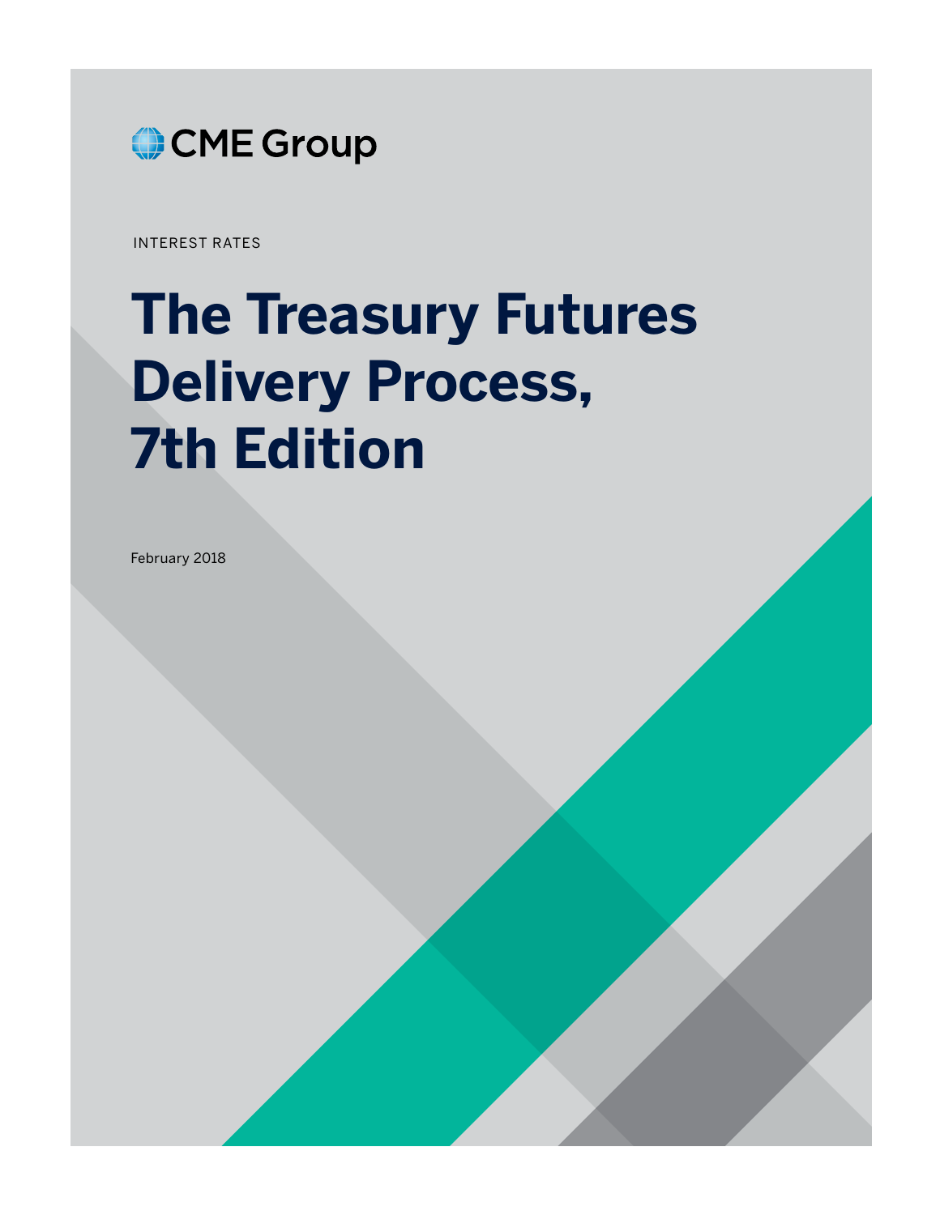CME Group

INTEREST RATES

# The Treasury Futures Delivery Process, 7th Edition

February 2018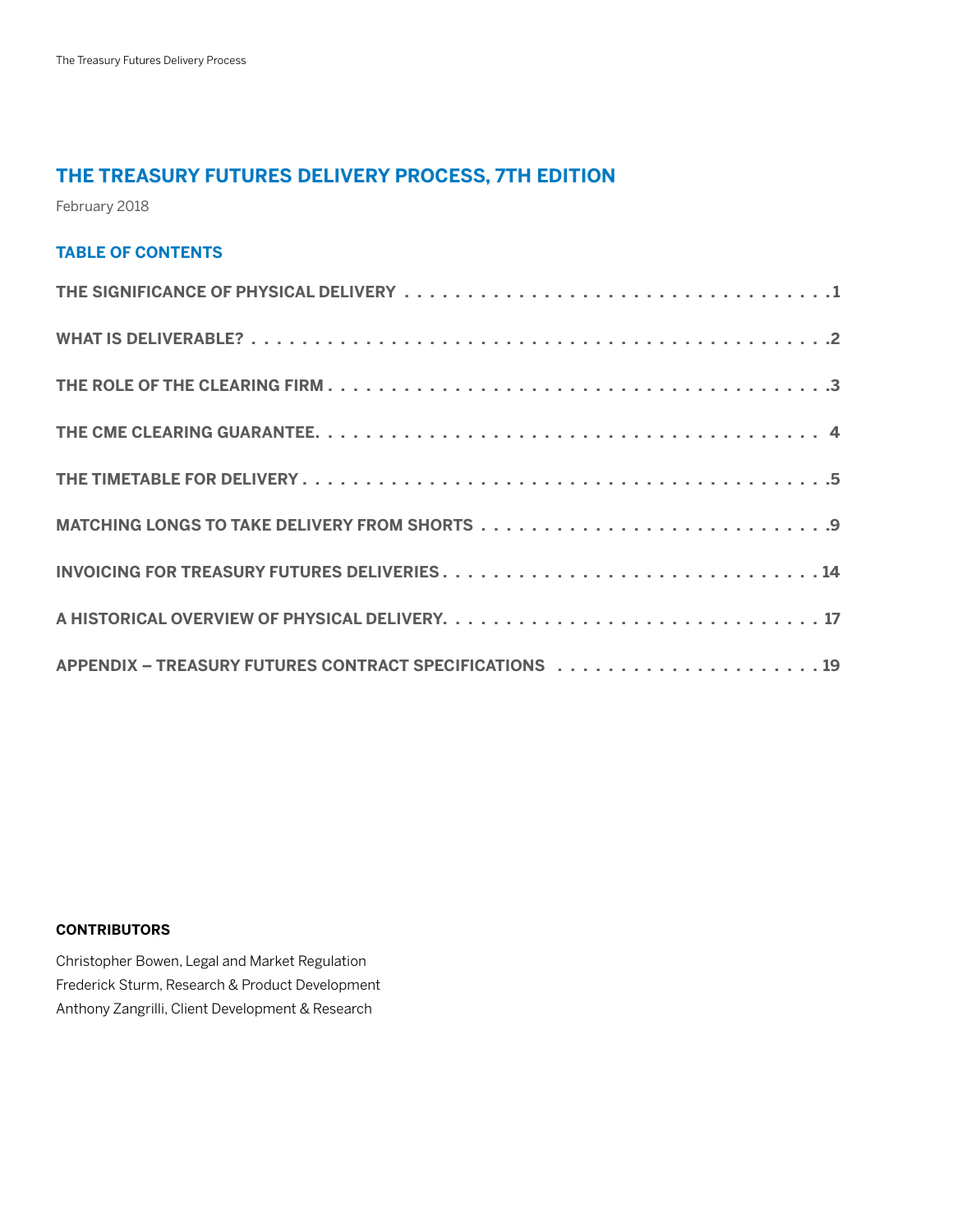# THE TREASURY FUTURES DELIVERY PROCESS, 7TH EDITION

February 2018

## TABLE OF CONTENTS

| | |
|---|---|
| THE SIGNIFICANCE OF PHYSICAL DELIVERY | 1 |
| WHAT IS DELIVERABLE? | 2 |
| THE ROLE OF THE CLEARING FIRM | 3 |
| THE CME CLEARING GUARANTEE | 4 |
| THE TIMETABLE FOR DELIVERY | 5 |
| MATCHING LONGS TO TAKE DELIVERY FROM SHORTS | 9 |
| INVOICING FOR TREASURY FUTURES DELIVERIES | 14 |
| A HISTORICAL OVERVIEW OF PHYSICAL DELIVERY | 17 |
| APPENDIX – TREASURY FUTURES CONTRACT SPECIFICATIONS | 19 |

**CONTRIBUTORS**

Christopher Bowen, Legal and Market Regulation
Frederick Sturm, Research & Product Development
Anthony Zangrilli, Client Development & Research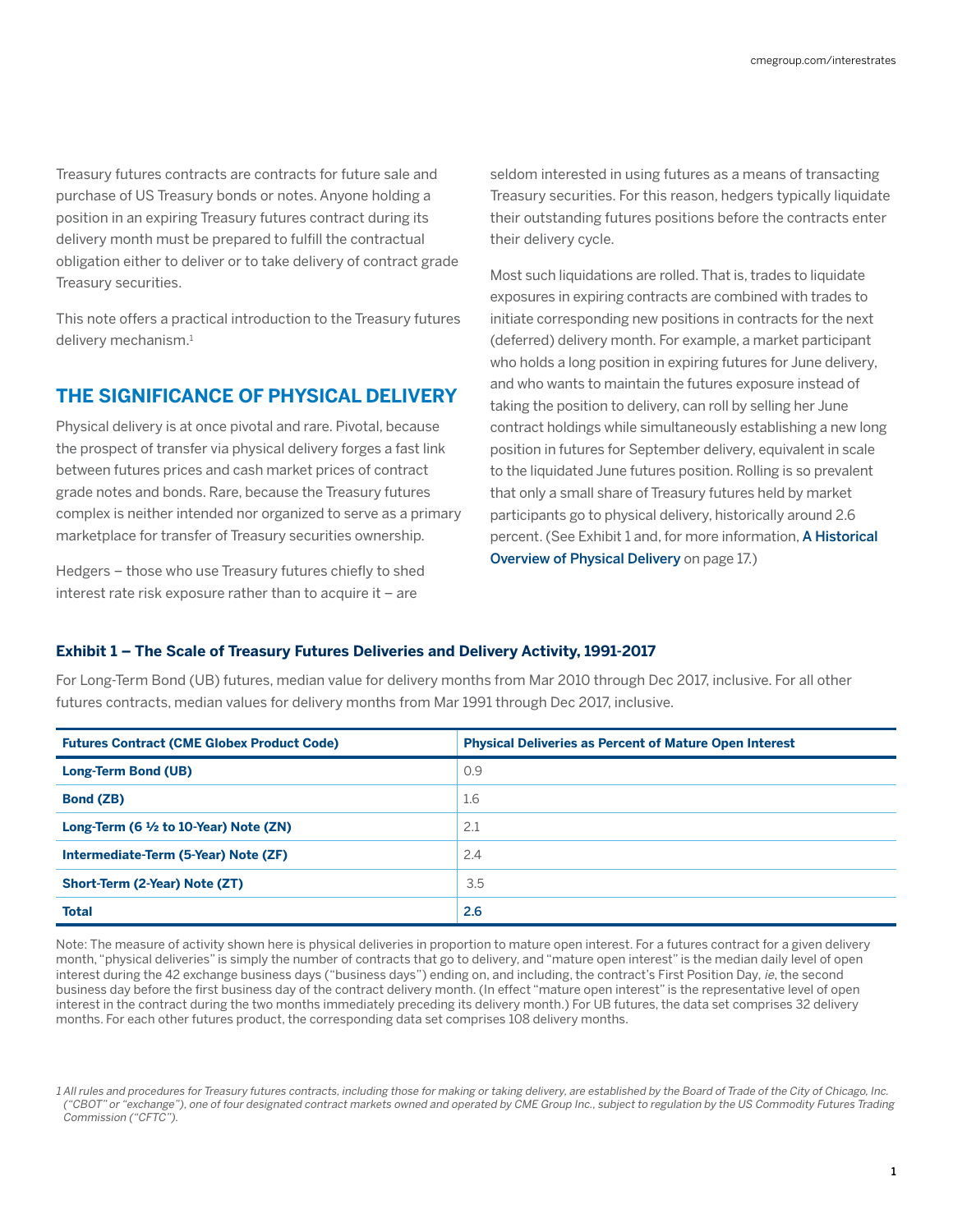Treasury futures contracts are contracts for future sale and purchase of US Treasury bonds or notes. Anyone holding a position in an expiring Treasury futures contract during its delivery month must be prepared to fulfill the contractual obligation either to deliver or to take delivery of contract grade Treasury securities.

This note offers a practical introduction to the Treasury futures delivery mechanism.[1]

## THE SIGNIFICANCE OF PHYSICAL DELIVERY

Physical delivery is at once pivotal and rare. Pivotal, because the prospect of transfer via physical delivery forges a fast link between futures prices and cash market prices of contract grade notes and bonds. Rare, because the Treasury futures complex is neither intended nor organized to serve as a primary marketplace for transfer of Treasury securities ownership.

Hedgers – those who use Treasury futures chiefly to shed interest rate risk exposure rather than to acquire it – are seldom interested in using futures as a means of transacting Treasury securities. For this reason, hedgers typically liquidate their outstanding futures positions before the contracts enter their delivery cycle.

Most such liquidations are rolled. That is, trades to liquidate exposures in expiring contracts are combined with trades to initiate corresponding new positions in contracts for the next (deferred) delivery month. For example, a market participant who holds a long position in expiring futures for June delivery, and who wants to maintain the futures exposure instead of taking the position to delivery, can roll by selling her June contract holdings while simultaneously establishing a new long position in futures for September delivery, equivalent in scale to the liquidated June futures position. Rolling is so prevalent that only a small share of Treasury futures held by market participants go to physical delivery, historically around 2.6 percent. (See Exhibit 1 and, for more information, **A Historical Overview of Physical Delivery** on page 17.)

**Exhibit 1 – The Scale of Treasury Futures Deliveries and Delivery Activity, 1991-2017**

For Long-Term Bond (UB) futures, median value for delivery months from Mar 2010 through Dec 2017, inclusive. For all other futures contracts, median values for delivery months from Mar 1991 through Dec 2017, inclusive.

| Futures Contract (CME Globex Product Code) | Physical Deliveries as Percent of Mature Open Interest |
|---|---|
| **Long-Term Bond (UB)** | 0.9 |
| **Bond (ZB)** | 1.6 |
| **Long-Term (6 ½ to 10-Year) Note (ZN)** | 2.1 |
| **Intermediate-Term (5-Year) Note (ZF)** | 2.4 |
| **Short-Term (2-Year) Note (ZT)** | 3.5 |
| **Total** | **2.6** |

Note: The measure of activity shown here is physical deliveries in proportion to mature open interest. For a futures contract for a given delivery month, "physical deliveries" is simply the number of contracts that go to delivery, and "mature open interest" is the median daily level of open interest during the 42 exchange business days ("business days") ending on, and including, the contract's First Position Day, *ie*, the second business day before the first business day of the contract delivery month. (In effect "mature open interest" is the representative level of open interest in the contract during the two months immediately preceding its delivery month.) For UB futures, the data set comprises 32 delivery months. For each other futures product, the corresponding data set comprises 108 delivery months.

*[1] All rules and procedures for Treasury futures contracts, including those for making or taking delivery, are established by the Board of Trade of the City of Chicago, Inc. ("CBOT" or "exchange"), one of four designated contract markets owned and operated by CME Group Inc., subject to regulation by the US Commodity Futures Trading Commission ("CFTC").*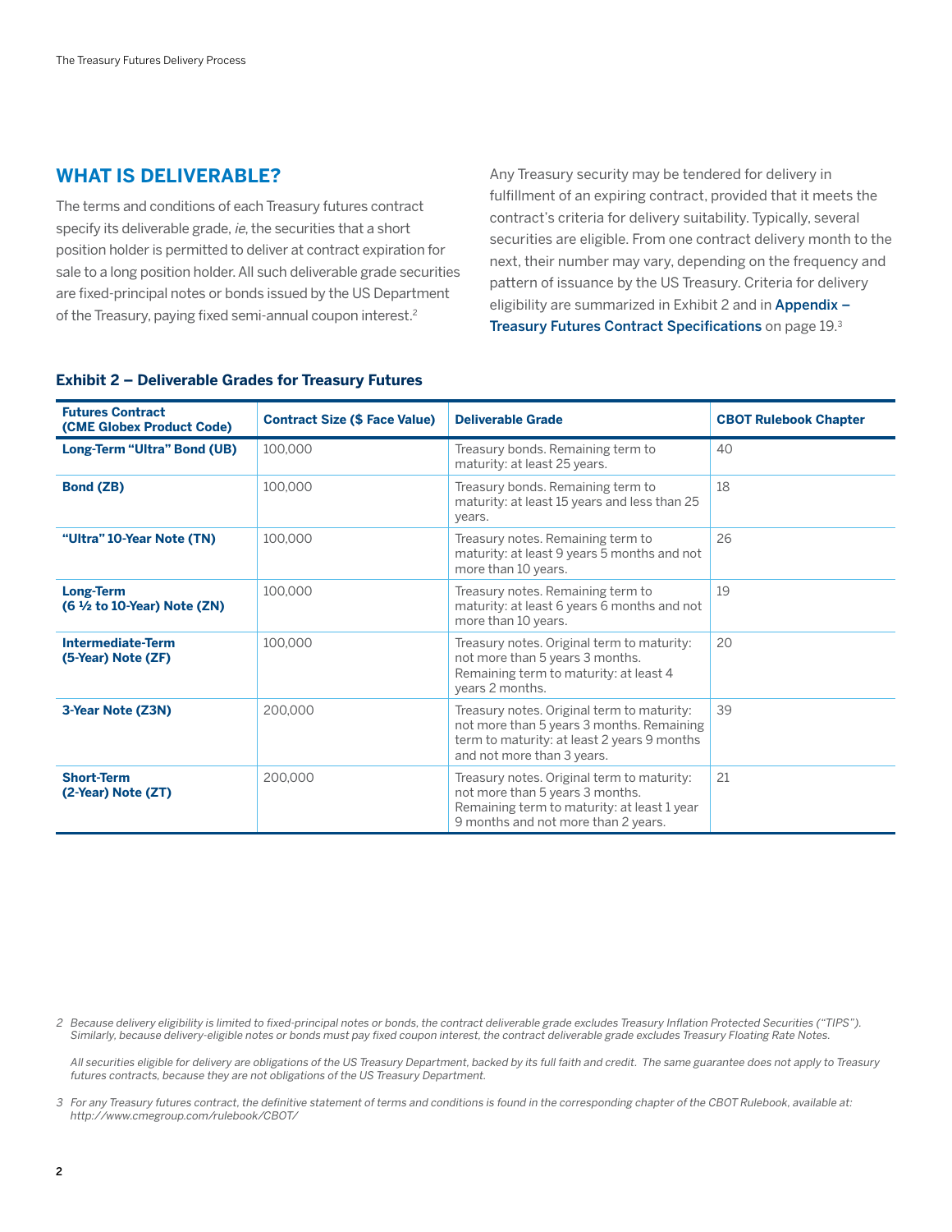## WHAT IS DELIVERABLE?

The terms and conditions of each Treasury futures contract specify its deliverable grade, *ie*, the securities that a short position holder is permitted to deliver at contract expiration for sale to a long position holder. All such deliverable grade securities are fixed-principal notes or bonds issued by the US Department of the Treasury, paying fixed semi-annual coupon interest.[2]

Any Treasury security may be tendered for delivery in fulfillment of an expiring contract, provided that it meets the contract's criteria for delivery suitability. Typically, several securities are eligible. From one contract delivery month to the next, their number may vary, depending on the frequency and pattern of issuance by the US Treasury. Criteria for delivery eligibility are summarized in Exhibit 2 and in **Appendix – Treasury Futures Contract Specifications** on page 19.[3]

**Exhibit 2 – Deliverable Grades for Treasury Futures**

| Futures Contract (CME Globex Product Code) | Contract Size ($ Face Value) | Deliverable Grade | CBOT Rulebook Chapter |
|---|---|---|---|
| **Long-Term "Ultra" Bond (UB)** | 100,000 | Treasury bonds. Remaining term to maturity: at least 25 years. | 40 |
| **Bond (ZB)** | 100,000 | Treasury bonds. Remaining term to maturity: at least 15 years and less than 25 years. | 18 |
| **"Ultra" 10-Year Note (TN)** | 100,000 | Treasury notes. Remaining term to maturity: at least 9 years 5 months and not more than 10 years. | 26 |
| **Long-Term (6 ½ to 10-Year) Note (ZN)** | 100,000 | Treasury notes. Remaining term to maturity: at least 6 years 6 months and not more than 10 years. | 19 |
| **Intermediate-Term (5-Year) Note (ZF)** | 100,000 | Treasury notes. Original term to maturity: not more than 5 years 3 months. Remaining term to maturity: at least 4 years 2 months. | 20 |
| **3-Year Note (Z3N)** | 200,000 | Treasury notes. Original term to maturity: not more than 5 years 3 months. Remaining term to maturity: at least 2 years 9 months and not more than 3 years. | 39 |
| **Short-Term (2-Year) Note (ZT)** | 200,000 | Treasury notes. Original term to maturity: not more than 5 years 3 months. Remaining term to maturity: at least 1 year 9 months and not more than 2 years. | 21 |

[2] *Because delivery eligibility is limited to fixed-principal notes or bonds, the contract deliverable grade excludes Treasury Inflation Protected Securities ("TIPS"). Similarly, because delivery-eligible notes or bonds must pay fixed coupon interest, the contract deliverable grade excludes Treasury Floating Rate Notes.*

*All securities eligible for delivery are obligations of the US Treasury Department, backed by its full faith and credit. The same guarantee does not apply to Treasury futures contracts, because they are not obligations of the US Treasury Department.*

[3] *For any Treasury futures contract, the definitive statement of terms and conditions is found in the corresponding chapter of the CBOT Rulebook, available at: http://www.cmegroup.com/rulebook/CBOT/*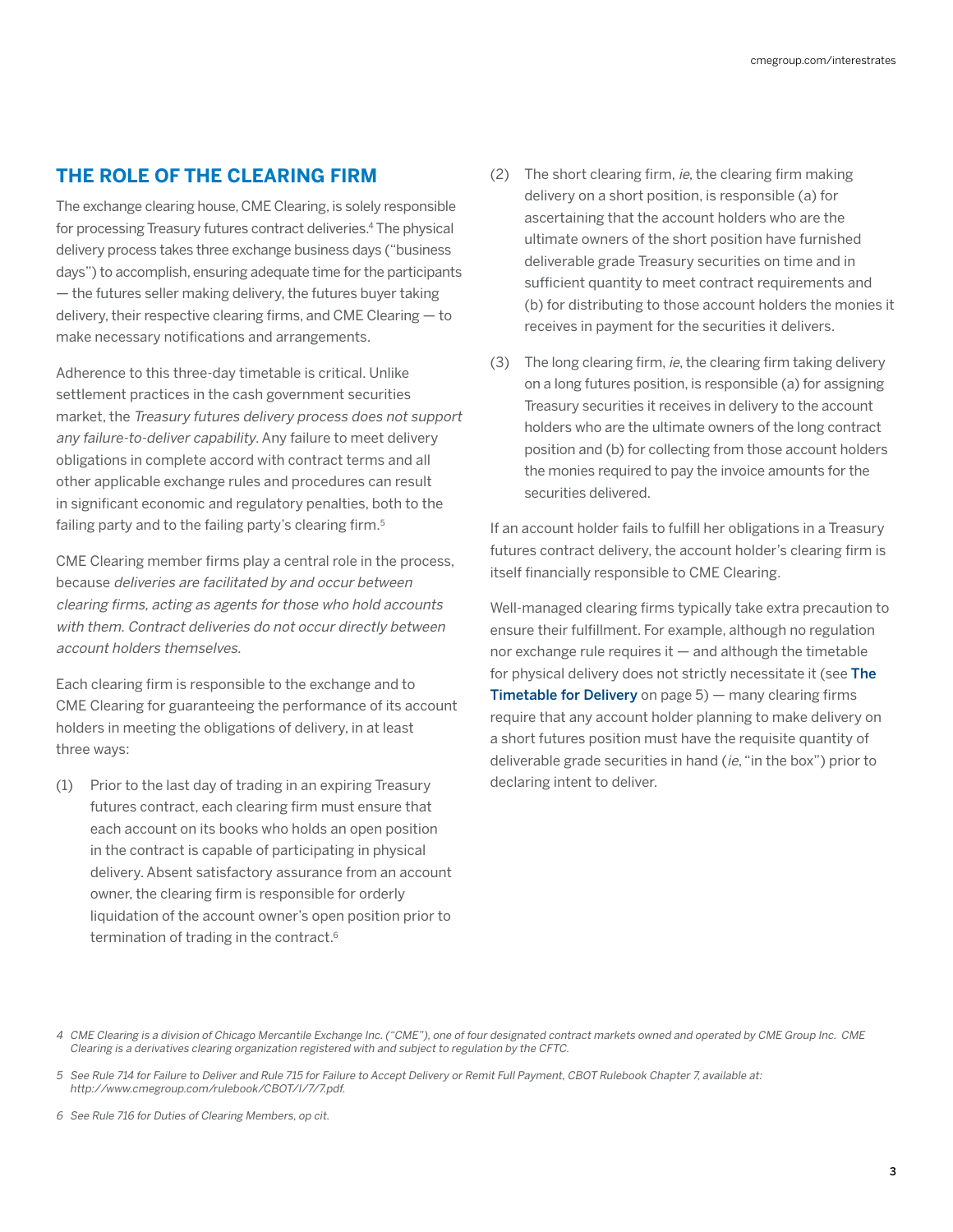## THE ROLE OF THE CLEARING FIRM

The exchange clearing house, CME Clearing, is solely responsible for processing Treasury futures contract deliveries.[4] The physical delivery process takes three exchange business days ("business days") to accomplish, ensuring adequate time for the participants — the futures seller making delivery, the futures buyer taking delivery, their respective clearing firms, and CME Clearing — to make necessary notifications and arrangements.

Adherence to this three-day timetable is critical. Unlike settlement practices in the cash government securities market, the *Treasury futures delivery process does not support any failure-to-deliver capability*. Any failure to meet delivery obligations in complete accord with contract terms and all other applicable exchange rules and procedures can result in significant economic and regulatory penalties, both to the failing party and to the failing party's clearing firm.[5]

CME Clearing member firms play a central role in the process, because *deliveries are facilitated by and occur between clearing firms, acting as agents for those who hold accounts with them. Contract deliveries do not occur directly between account holders themselves.*

Each clearing firm is responsible to the exchange and to CME Clearing for guaranteeing the performance of its account holders in meeting the obligations of delivery, in at least three ways:

(1) Prior to the last day of trading in an expiring Treasury futures contract, each clearing firm must ensure that each account on its books who holds an open position in the contract is capable of participating in physical delivery. Absent satisfactory assurance from an account owner, the clearing firm is responsible for orderly liquidation of the account owner's open position prior to termination of trading in the contract.[6]

(2) The short clearing firm, *ie*, the clearing firm making delivery on a short position, is responsible (a) for ascertaining that the account holders who are the ultimate owners of the short position have furnished deliverable grade Treasury securities on time and in sufficient quantity to meet contract requirements and (b) for distributing to those account holders the monies it receives in payment for the securities it delivers.

(3) The long clearing firm, *ie*, the clearing firm taking delivery on a long futures position, is responsible (a) for assigning Treasury securities it receives in delivery to the account holders who are the ultimate owners of the long contract position and (b) for collecting from those account holders the monies required to pay the invoice amounts for the securities delivered.

If an account holder fails to fulfill her obligations in a Treasury futures contract delivery, the account holder's clearing firm is itself financially responsible to CME Clearing.

Well-managed clearing firms typically take extra precaution to ensure their fulfillment. For example, although no regulation nor exchange rule requires it — and although the timetable for physical delivery does not strictly necessitate it (see **The Timetable for Delivery** on page 5) — many clearing firms require that any account holder planning to make delivery on a short futures position must have the requisite quantity of deliverable grade securities in hand (*ie*, "in the box") prior to declaring intent to deliver.

---

4 *CME Clearing is a division of Chicago Mercantile Exchange Inc. ("CME"), one of four designated contract markets owned and operated by CME Group Inc. CME Clearing is a derivatives clearing organization registered with and subject to regulation by the CFTC.*

5 *See Rule 714 for Failure to Deliver and Rule 715 for Failure to Accept Delivery or Remit Full Payment, CBOT Rulebook Chapter 7, available at: http://www.cmegroup.com/rulebook/CBOT/I/7/7.pdf.*

6 *See Rule 716 for Duties of Clearing Members, op cit.*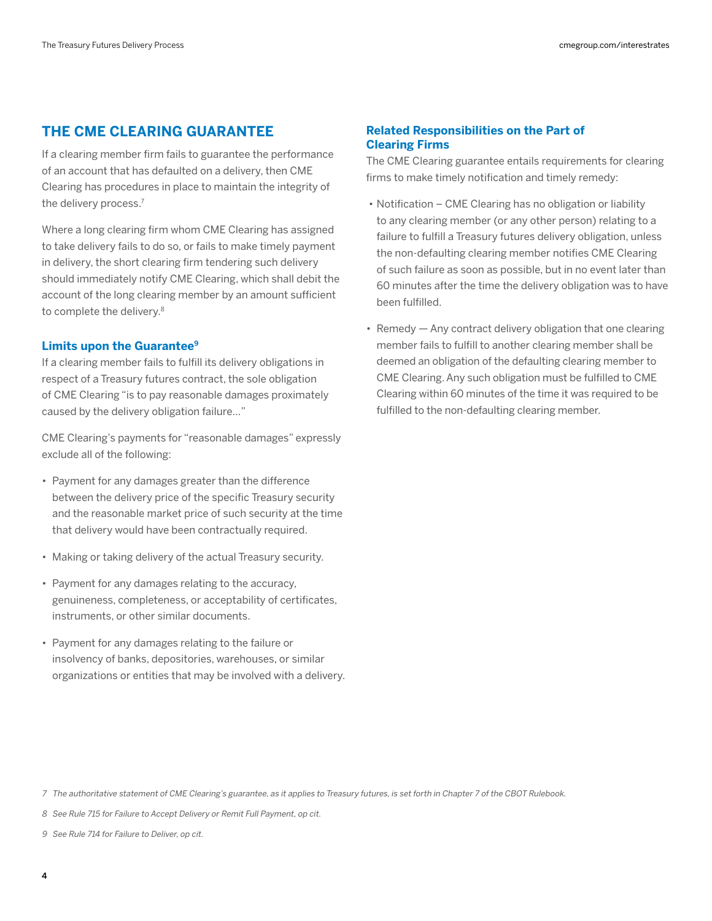## THE CME CLEARING GUARANTEE

If a clearing member firm fails to guarantee the performance of an account that has defaulted on a delivery, then CME Clearing has procedures in place to maintain the integrity of the delivery process.[7]

Where a long clearing firm whom CME Clearing has assigned to take delivery fails to do so, or fails to make timely payment in delivery, the short clearing firm tendering such delivery should immediately notify CME Clearing, which shall debit the account of the long clearing member by an amount sufficient to complete the delivery.[8]

### Limits upon the Guarantee[9]

If a clearing member fails to fulfill its delivery obligations in respect of a Treasury futures contract, the sole obligation of CME Clearing "is to pay reasonable damages proximately caused by the delivery obligation failure…"

CME Clearing's payments for "reasonable damages" expressly exclude all of the following:

- Payment for any damages greater than the difference between the delivery price of the specific Treasury security and the reasonable market price of such security at the time that delivery would have been contractually required.
- Making or taking delivery of the actual Treasury security.
- Payment for any damages relating to the accuracy, genuineness, completeness, or acceptability of certificates, instruments, or other similar documents.
- Payment for any damages relating to the failure or insolvency of banks, depositories, warehouses, or similar organizations or entities that may be involved with a delivery.

### Related Responsibilities on the Part of Clearing Firms

The CME Clearing guarantee entails requirements for clearing firms to make timely notification and timely remedy:

- Notification – CME Clearing has no obligation or liability to any clearing member (or any other person) relating to a failure to fulfill a Treasury futures delivery obligation, unless the non-defaulting clearing member notifies CME Clearing of such failure as soon as possible, but in no event later than 60 minutes after the time the delivery obligation was to have been fulfilled.
- Remedy — Any contract delivery obligation that one clearing member fails to fulfill to another clearing member shall be deemed an obligation of the defaulting clearing member to CME Clearing. Any such obligation must be fulfilled to CME Clearing within 60 minutes of the time it was required to be fulfilled to the non-defaulting clearing member.

*7 The authoritative statement of CME Clearing's guarantee, as it applies to Treasury futures, is set forth in Chapter 7 of the CBOT Rulebook.*

*8 See Rule 715 for Failure to Accept Delivery or Remit Full Payment, op cit.*

*9 See Rule 714 for Failure to Deliver, op cit.*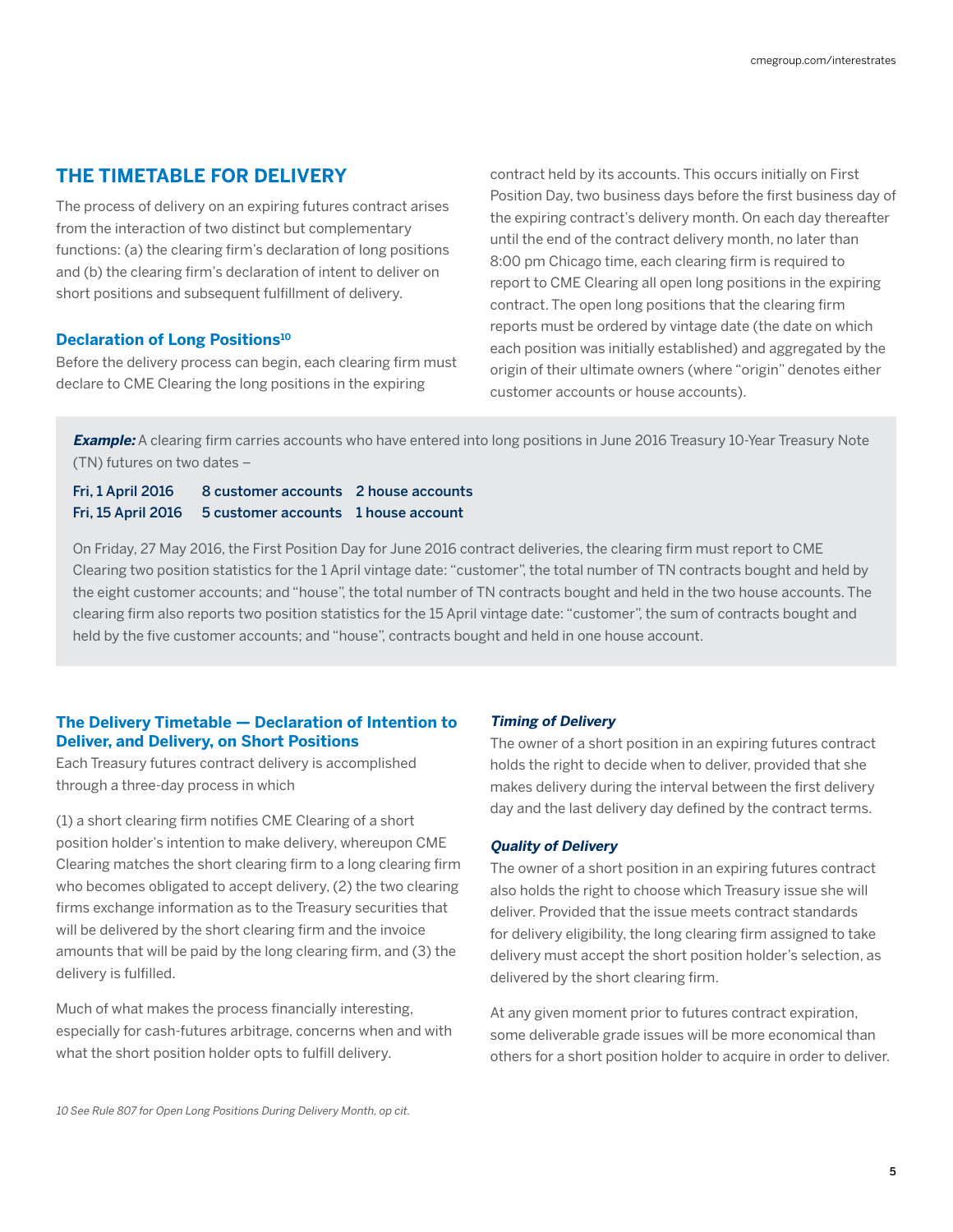## THE TIMETABLE FOR DELIVERY

The process of delivery on an expiring futures contract arises from the interaction of two distinct but complementary functions: (a) the clearing firm's declaration of long positions and (b) the clearing firm's declaration of intent to deliver on short positions and subsequent fulfillment of delivery.

### Declaration of Long Positions[10]

Before the delivery process can begin, each clearing firm must declare to CME Clearing the long positions in the expiring contract held by its accounts. This occurs initially on First Position Day, two business days before the first business day of the expiring contract's delivery month. On each day thereafter until the end of the contract delivery month, no later than 8:00 pm Chicago time, each clearing firm is required to report to CME Clearing all open long positions in the expiring contract. The open long positions that the clearing firm reports must be ordered by vintage date (the date on which each position was initially established) and aggregated by the origin of their ultimate owners (where "origin" denotes either customer accounts or house accounts).

***Example:*** A clearing firm carries accounts who have entered into long positions in June 2016 Treasury 10-Year Treasury Note (TN) futures on two dates –

| | | |
|---|---|---|
| Fri, 1 April 2016 | 8 customer accounts | 2 house accounts |
| Fri, 15 April 2016 | 5 customer accounts | 1 house account |

On Friday, 27 May 2016, the First Position Day for June 2016 contract deliveries, the clearing firm must report to CME Clearing two position statistics for the 1 April vintage date: "customer", the total number of TN contracts bought and held by the eight customer accounts; and "house", the total number of TN contracts bought and held in the two house accounts. The clearing firm also reports two position statistics for the 15 April vintage date: "customer", the sum of contracts bought and held by the five customer accounts; and "house", contracts bought and held in one house account.

### The Delivery Timetable — Declaration of Intention to Deliver, and Delivery, on Short Positions

Each Treasury futures contract delivery is accomplished through a three-day process in which

(1) a short clearing firm notifies CME Clearing of a short position holder's intention to make delivery, whereupon CME Clearing matches the short clearing firm to a long clearing firm who becomes obligated to accept delivery, (2) the two clearing firms exchange information as to the Treasury securities that will be delivered by the short clearing firm and the invoice amounts that will be paid by the long clearing firm, and (3) the delivery is fulfilled.

Much of what makes the process financially interesting, especially for cash-futures arbitrage, concerns when and with what the short position holder opts to fulfill delivery.

#### *Timing of Delivery*

The owner of a short position in an expiring futures contract holds the right to decide when to deliver, provided that she makes delivery during the interval between the first delivery day and the last delivery day defined by the contract terms.

#### *Quality of Delivery*

The owner of a short position in an expiring futures contract also holds the right to choose which Treasury issue she will deliver. Provided that the issue meets contract standards for delivery eligibility, the long clearing firm assigned to take delivery must accept the short position holder's selection, as delivered by the short clearing firm.

At any given moment prior to futures contract expiration, some deliverable grade issues will be more economical than others for a short position holder to acquire in order to deliver.

*10 See Rule 807 for Open Long Positions During Delivery Month, op cit.*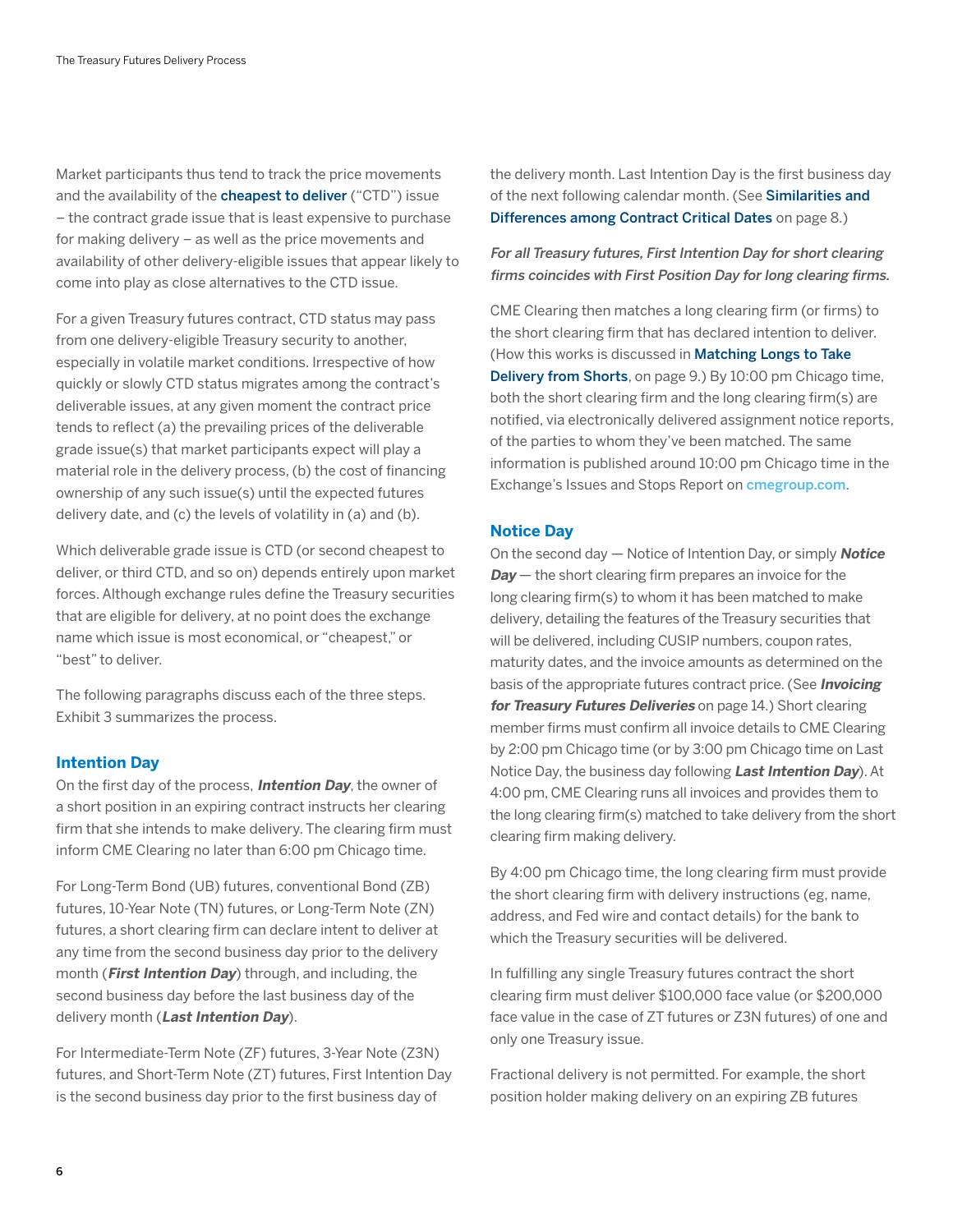Market participants thus tend to track the price movements and the availability of the **cheapest to deliver** ("CTD") issue – the contract grade issue that is least expensive to purchase for making delivery – as well as the price movements and availability of other delivery-eligible issues that appear likely to come into play as close alternatives to the CTD issue.

For a given Treasury futures contract, CTD status may pass from one delivery-eligible Treasury security to another, especially in volatile market conditions. Irrespective of how quickly or slowly CTD status migrates among the contract's deliverable issues, at any given moment the contract price tends to reflect (a) the prevailing prices of the deliverable grade issue(s) that market participants expect will play a material role in the delivery process, (b) the cost of financing ownership of any such issue(s) until the expected futures delivery date, and (c) the levels of volatility in (a) and (b).

Which deliverable grade issue is CTD (or second cheapest to deliver, or third CTD, and so on) depends entirely upon market forces. Although exchange rules define the Treasury securities that are eligible for delivery, at no point does the exchange name which issue is most economical, or "cheapest," or "best" to deliver.

The following paragraphs discuss each of the three steps. Exhibit 3 summarizes the process.

## Intention Day

On the first day of the process, ***Intention Day***, the owner of a short position in an expiring contract instructs her clearing firm that she intends to make delivery. The clearing firm must inform CME Clearing no later than 6:00 pm Chicago time.

For Long-Term Bond (UB) futures, conventional Bond (ZB) futures, 10-Year Note (TN) futures, or Long-Term Note (ZN) futures, a short clearing firm can declare intent to deliver at any time from the second business day prior to the delivery month (***First Intention Day***) through, and including, the second business day before the last business day of the delivery month (***Last Intention Day***).

For Intermediate-Term Note (ZF) futures, 3-Year Note (Z3N) futures, and Short-Term Note (ZT) futures, First Intention Day is the second business day prior to the first business day of the delivery month. Last Intention Day is the first business day of the next following calendar month. (See **Similarities and Differences among Contract Critical Dates** on page 8.)

*For all Treasury futures, First Intention Day for short clearing firms coincides with First Position Day for long clearing firms.*

CME Clearing then matches a long clearing firm (or firms) to the short clearing firm that has declared intention to deliver. (How this works is discussed in **Matching Longs to Take Delivery from Shorts**, on page 9.) By 10:00 pm Chicago time, both the short clearing firm and the long clearing firm(s) are notified, via electronically delivered assignment notice reports, of the parties to whom they've been matched. The same information is published around 10:00 pm Chicago time in the Exchange's Issues and Stops Report on cmegroup.com.

## Notice Day

On the second day — Notice of Intention Day, or simply ***Notice Day*** — the short clearing firm prepares an invoice for the long clearing firm(s) to whom it has been matched to make delivery, detailing the features of the Treasury securities that will be delivered, including CUSIP numbers, coupon rates, maturity dates, and the invoice amounts as determined on the basis of the appropriate futures contract price. (See ***Invoicing for Treasury Futures Deliveries*** on page 14.) Short clearing member firms must confirm all invoice details to CME Clearing by 2:00 pm Chicago time (or by 3:00 pm Chicago time on Last Notice Day, the business day following ***Last Intention Day***). At 4:00 pm, CME Clearing runs all invoices and provides them to the long clearing firm(s) matched to take delivery from the short clearing firm making delivery.

By 4:00 pm Chicago time, the long clearing firm must provide the short clearing firm with delivery instructions (eg, name, address, and Fed wire and contact details) for the bank to which the Treasury securities will be delivered.

In fulfilling any single Treasury futures contract the short clearing firm must deliver $100,000 face value (or $200,000 face value in the case of ZT futures or Z3N futures) of one and only one Treasury issue.

Fractional delivery is not permitted. For example, the short position holder making delivery on an expiring ZB futures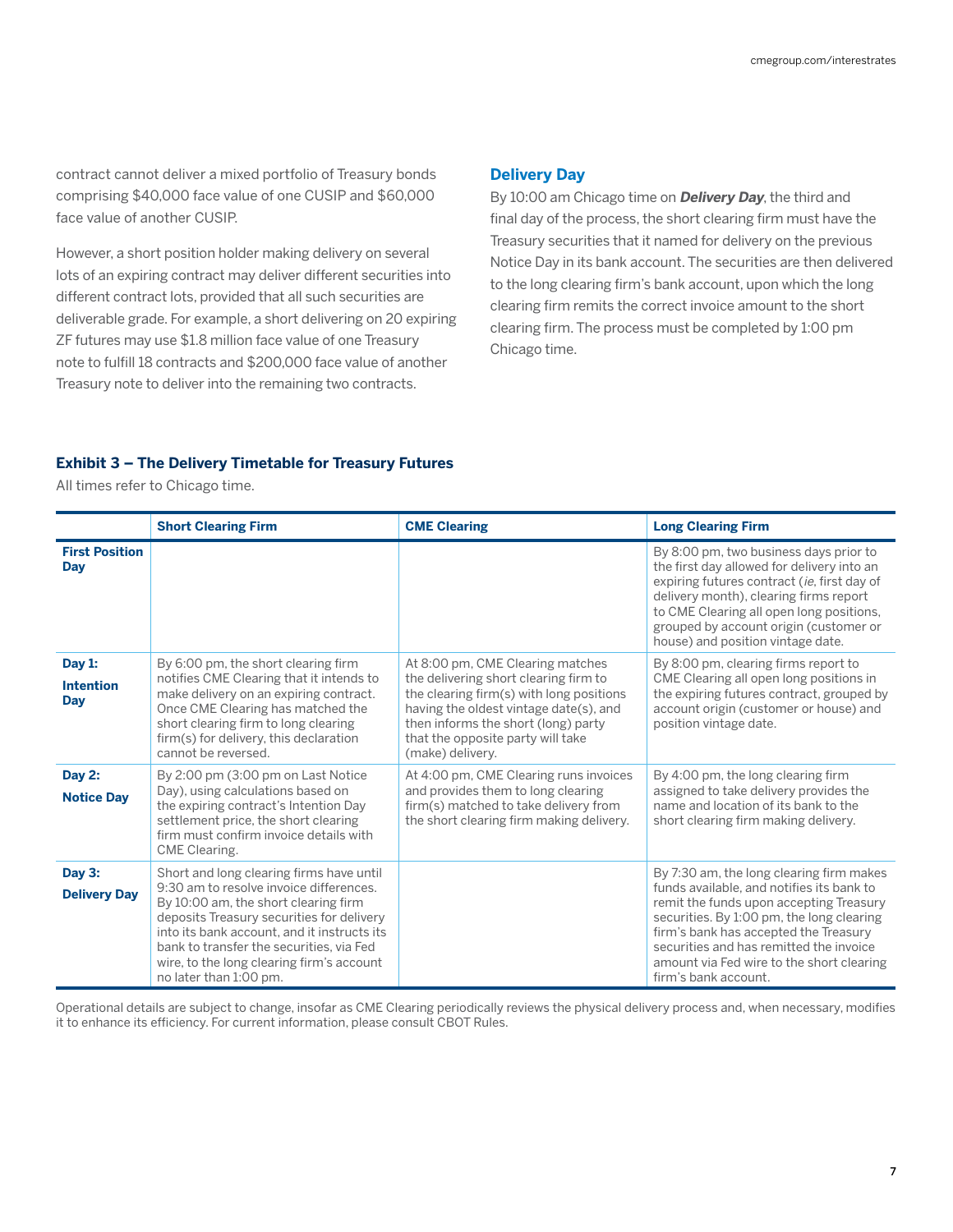contract cannot deliver a mixed portfolio of Treasury bonds comprising $40,000 face value of one CUSIP and $60,000 face value of another CUSIP.

However, a short position holder making delivery on several lots of an expiring contract may deliver different securities into different contract lots, provided that all such securities are deliverable grade. For example, a short delivering on 20 expiring ZF futures may use $1.8 million face value of one Treasury note to fulfill 18 contracts and $200,000 face value of another Treasury note to deliver into the remaining two contracts.

### Delivery Day

By 10:00 am Chicago time on ***Delivery Day***, the third and final day of the process, the short clearing firm must have the Treasury securities that it named for delivery on the previous Notice Day in its bank account. The securities are then delivered to the long clearing firm's bank account, upon which the long clearing firm remits the correct invoice amount to the short clearing firm. The process must be completed by 1:00 pm Chicago time.

**Exhibit 3 – The Delivery Timetable for Treasury Futures**

All times refer to Chicago time.

| | Short Clearing Firm | CME Clearing | Long Clearing Firm |
|---|---|---|---|
| **First Position Day** | | | By 8:00 pm, two business days prior to the first day allowed for delivery into an expiring futures contract (*ie*, first day of delivery month), clearing firms report to CME Clearing all open long positions, grouped by account origin (customer or house) and position vintage date. |
| **Day 1: Intention Day** | By 6:00 pm, the short clearing firm notifies CME Clearing that it intends to make delivery on an expiring contract. Once CME Clearing has matched the short clearing firm to long clearing firm(s) for delivery, this declaration cannot be reversed. | At 8:00 pm, CME Clearing matches the delivering short clearing firm to the clearing firm(s) with long positions having the oldest vintage date(s), and then informs the short (long) party that the opposite party will take (make) delivery. | By 8:00 pm, clearing firms report to CME Clearing all open long positions in the expiring futures contract, grouped by account origin (customer or house) and position vintage date. |
| **Day 2: Notice Day** | By 2:00 pm (3:00 pm on Last Notice Day), using calculations based on the expiring contract's Intention Day settlement price, the short clearing firm must confirm invoice details with CME Clearing. | At 4:00 pm, CME Clearing runs invoices and provides them to long clearing firm(s) matched to take delivery from the short clearing firm making delivery. | By 4:00 pm, the long clearing firm assigned to take delivery provides the name and location of its bank to the short clearing firm making delivery. |
| **Day 3: Delivery Day** | Short and long clearing firms have until 9:30 am to resolve invoice differences. By 10:00 am, the short clearing firm deposits Treasury securities for delivery into its bank account, and it instructs its bank to transfer the securities, via Fed wire, to the long clearing firm's account no later than 1:00 pm. | | By 7:30 am, the long clearing firm makes funds available, and notifies its bank to remit the funds upon accepting Treasury securities. By 1:00 pm, the long clearing firm's bank has accepted the Treasury securities and has remitted the invoice amount via Fed wire to the short clearing firm's bank account. |

Operational details are subject to change, insofar as CME Clearing periodically reviews the physical delivery process and, when necessary, modifies it to enhance its efficiency. For current information, please consult CBOT Rules.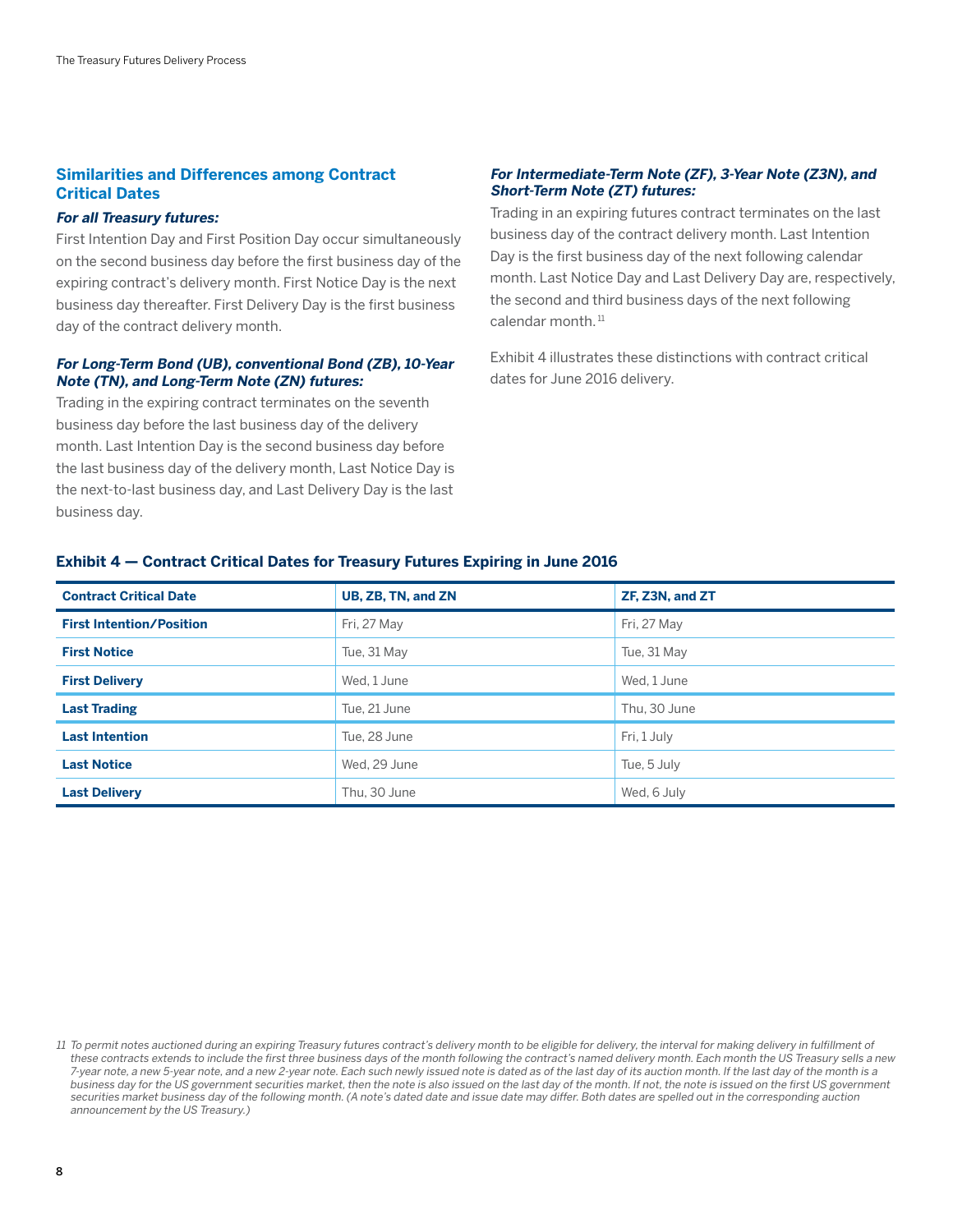## Similarities and Differences among Contract Critical Dates

***For all Treasury futures:***

First Intention Day and First Position Day occur simultaneously on the second business day before the first business day of the expiring contract's delivery month. First Notice Day is the next business day thereafter. First Delivery Day is the first business day of the contract delivery month.

***For Long-Term Bond (UB), conventional Bond (ZB), 10-Year Note (TN), and Long-Term Note (ZN) futures:***

Trading in the expiring contract terminates on the seventh business day before the last business day of the delivery month. Last Intention Day is the second business day before the last business day of the delivery month, Last Notice Day is the next-to-last business day, and Last Delivery Day is the last business day.

***For Intermediate-Term Note (ZF), 3-Year Note (Z3N), and Short-Term Note (ZT) futures:***

Trading in an expiring futures contract terminates on the last business day of the contract delivery month. Last Intention Day is the first business day of the next following calendar month. Last Notice Day and Last Delivery Day are, respectively, the second and third business days of the next following calendar month.[11]

Exhibit 4 illustrates these distinctions with contract critical dates for June 2016 delivery.

### Exhibit 4 — Contract Critical Dates for Treasury Futures Expiring in June 2016

| Contract Critical Date | UB, ZB, TN, and ZN | ZF, Z3N, and ZT |
|---|---|---|
| **First Intention/Position** | Fri, 27 May | Fri, 27 May |
| **First Notice** | Tue, 31 May | Tue, 31 May |
| **First Delivery** | Wed, 1 June | Wed, 1 June |
| **Last Trading** | Tue, 21 June | Thu, 30 June |
| **Last Intention** | Tue, 28 June | Fri, 1 July |
| **Last Notice** | Wed, 29 June | Tue, 5 July |
| **Last Delivery** | Thu, 30 June | Wed, 6 July |

*11 To permit notes auctioned during an expiring Treasury futures contract's delivery month to be eligible for delivery, the interval for making delivery in fulfillment of these contracts extends to include the first three business days of the month following the contract's named delivery month. Each month the US Treasury sells a new 7-year note, a new 5-year note, and a new 2-year note. Each such newly issued note is dated as of the last day of its auction month. If the last day of the month is a business day for the US government securities market, then the note is also issued on the last day of the month. If not, the note is issued on the first US government securities market business day of the following month. (A note's dated date and issue date may differ. Both dates are spelled out in the corresponding auction announcement by the US Treasury.)*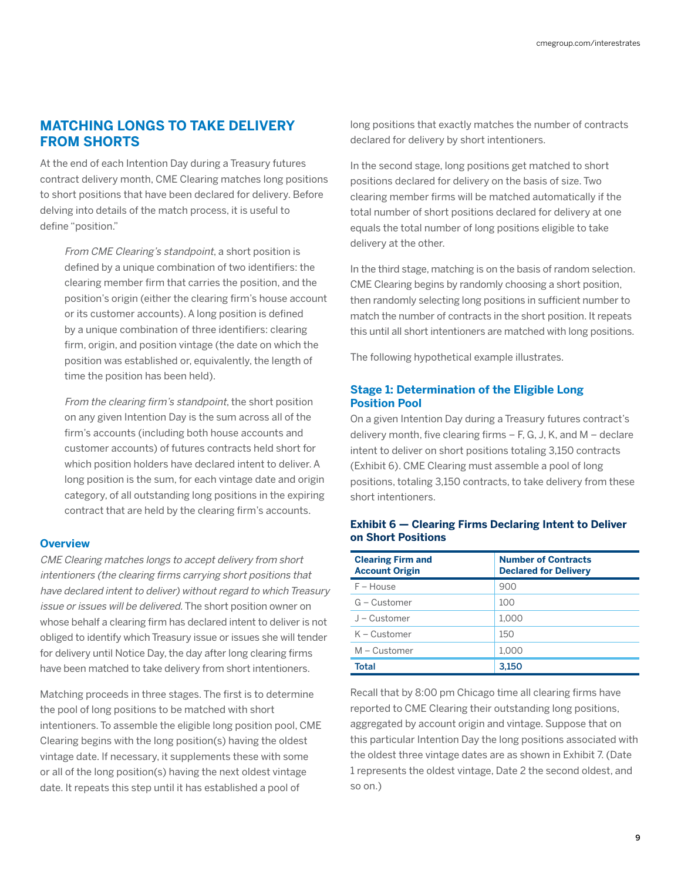## MATCHING LONGS TO TAKE DELIVERY FROM SHORTS

At the end of each Intention Day during a Treasury futures contract delivery month, CME Clearing matches long positions to short positions that have been declared for delivery. Before delving into details of the match process, it is useful to define "position."

> *From CME Clearing's standpoint*, a short position is defined by a unique combination of two identifiers: the clearing member firm that carries the position, and the position's origin (either the clearing firm's house account or its customer accounts). A long position is defined by a unique combination of three identifiers: clearing firm, origin, and position vintage (the date on which the position was established or, equivalently, the length of time the position has been held).
>
> *From the clearing firm's standpoint*, the short position on any given Intention Day is the sum across all of the firm's accounts (including both house accounts and customer accounts) of futures contracts held short for which position holders have declared intent to deliver. A long position is the sum, for each vintage date and origin category, of all outstanding long positions in the expiring contract that are held by the clearing firm's accounts.

### Overview

*CME Clearing matches longs to accept delivery from short intentioners (the clearing firms carrying short positions that have declared intent to deliver) without regard to which Treasury issue or issues will be delivered.* The short position owner on whose behalf a clearing firm has declared intent to deliver is not obliged to identify which Treasury issue or issues she will tender for delivery until Notice Day, the day after long clearing firms have been matched to take delivery from short intentioners.

Matching proceeds in three stages. The first is to determine the pool of long positions to be matched with short intentioners. To assemble the eligible long position pool, CME Clearing begins with the long position(s) having the oldest vintage date. If necessary, it supplements these with some or all of the long position(s) having the next oldest vintage date. It repeats this step until it has established a pool of long positions that exactly matches the number of contracts declared for delivery by short intentioners.

In the second stage, long positions get matched to short positions declared for delivery on the basis of size. Two clearing member firms will be matched automatically if the total number of short positions declared for delivery at one equals the total number of long positions eligible to take delivery at the other.

In the third stage, matching is on the basis of random selection. CME Clearing begins by randomly choosing a short position, then randomly selecting long positions in sufficient number to match the number of contracts in the short position. It repeats this until all short intentioners are matched with long positions.

The following hypothetical example illustrates.

### Stage 1: Determination of the Eligible Long Position Pool

On a given Intention Day during a Treasury futures contract's delivery month, five clearing firms – F, G, J, K, and M – declare intent to deliver on short positions totaling 3,150 contracts (Exhibit 6). CME Clearing must assemble a pool of long positions, totaling 3,150 contracts, to take delivery from these short intentioners.

**Exhibit 6 — Clearing Firms Declaring Intent to Deliver on Short Positions**

| Clearing Firm and Account Origin | Number of Contracts Declared for Delivery |
|---|---|
| F – House | 900 |
| G – Customer | 100 |
| J – Customer | 1,000 |
| K – Customer | 150 |
| M – Customer | 1,000 |
| **Total** | **3,150** |

Recall that by 8:00 pm Chicago time all clearing firms have reported to CME Clearing their outstanding long positions, aggregated by account origin and vintage. Suppose that on this particular Intention Day the long positions associated with the oldest three vintage dates are as shown in Exhibit 7. (Date 1 represents the oldest vintage, Date 2 the second oldest, and so on.)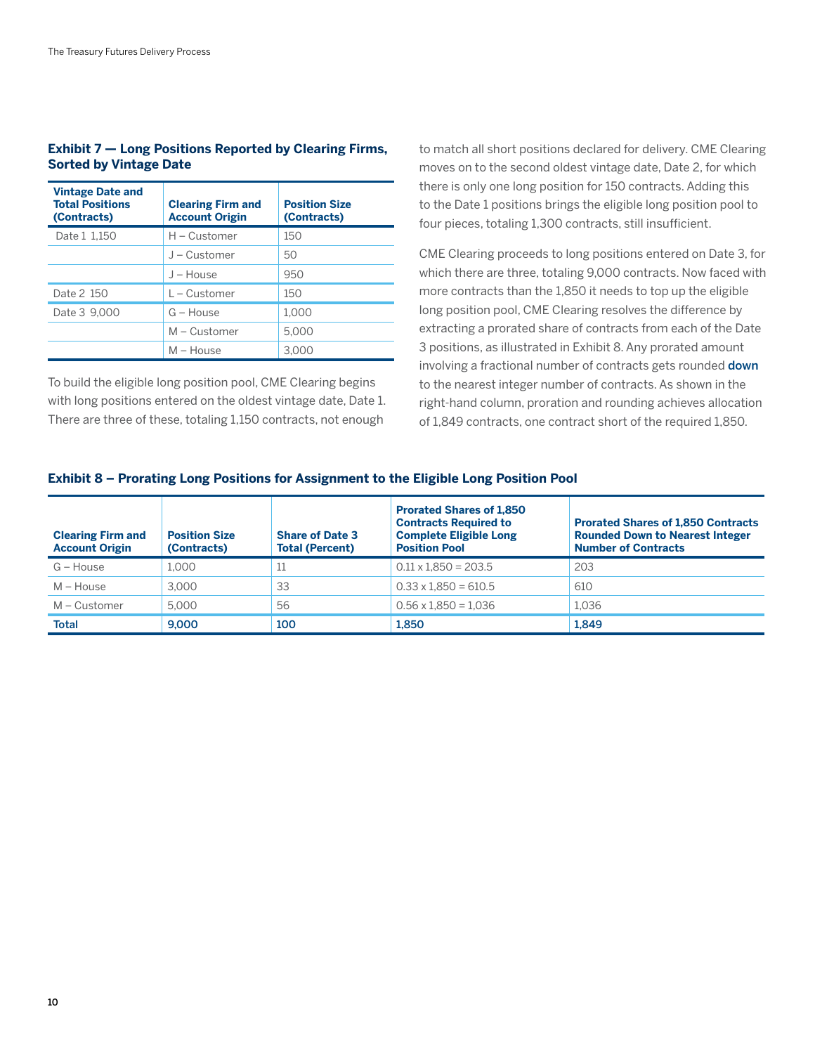### Exhibit 7 — Long Positions Reported by Clearing Firms, Sorted by Vintage Date

| Vintage Date and Total Positions (Contracts) | Clearing Firm and Account Origin | Position Size (Contracts) |
|---|---|---|
| Date 1 1,150 | H – Customer | 150 |
| | J – Customer | 50 |
| | J – House | 950 |
| Date 2 150 | L – Customer | 150 |
| Date 3 9,000 | G – House | 1,000 |
| | M – Customer | 5,000 |
| | M – House | 3,000 |

To build the eligible long position pool, CME Clearing begins with long positions entered on the oldest vintage date, Date 1. There are three of these, totaling 1,150 contracts, not enough to match all short positions declared for delivery. CME Clearing moves on to the second oldest vintage date, Date 2, for which there is only one long position for 150 contracts. Adding this to the Date 1 positions brings the eligible long position pool to four pieces, totaling 1,300 contracts, still insufficient.

CME Clearing proceeds to long positions entered on Date 3, for which there are three, totaling 9,000 contracts. Now faced with more contracts than the 1,850 it needs to top up the eligible long position pool, CME Clearing resolves the difference by extracting a prorated share of contracts from each of the Date 3 positions, as illustrated in Exhibit 8. Any prorated amount involving a fractional number of contracts gets rounded **down** to the nearest integer number of contracts. As shown in the right-hand column, proration and rounding achieves allocation of 1,849 contracts, one contract short of the required 1,850.

### Exhibit 8 – Prorating Long Positions for Assignment to the Eligible Long Position Pool

| Clearing Firm and Account Origin | Position Size (Contracts) | Share of Date 3 Total (Percent) | Prorated Shares of 1,850 Contracts Required to Complete Eligible Long Position Pool | Prorated Shares of 1,850 Contracts Rounded Down to Nearest Integer Number of Contracts |
|---|---|---|---|---|
| G – House | 1,000 | 11 | 0.11 x 1,850 = 203.5 | 203 |
| M – House | 3,000 | 33 | 0.33 x 1,850 = 610.5 | 610 |
| M – Customer | 5,000 | 56 | 0.56 x 1,850 = 1,036 | 1,036 |
| **Total** | **9,000** | **100** | **1,850** | **1,849** |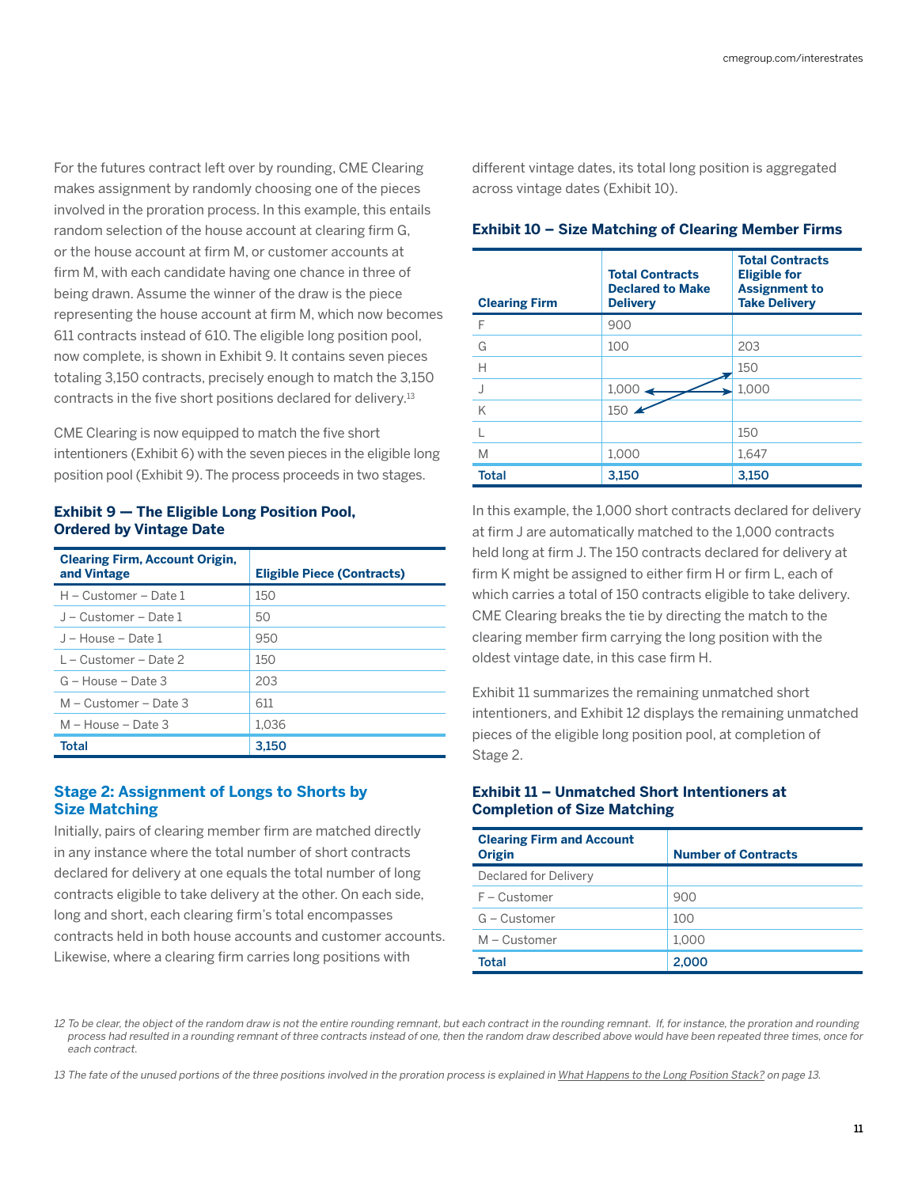For the futures contract left over by rounding, CME Clearing makes assignment by randomly choosing one of the pieces involved in the proration process. In this example, this entails random selection of the house account at clearing firm G, or the house account at firm M, or customer accounts at firm M, with each candidate having one chance in three of being drawn. Assume the winner of the draw is the piece representing the house account at firm M, which now becomes 611 contracts instead of 610. The eligible long position pool, now complete, is shown in Exhibit 9. It contains seven pieces totaling 3,150 contracts, precisely enough to match the 3,150 contracts in the five short positions declared for delivery.[13]

CME Clearing is now equipped to match the five short intentioners (Exhibit 6) with the seven pieces in the eligible long position pool (Exhibit 9). The process proceeds in two stages.

### Exhibit 9 — The Eligible Long Position Pool, Ordered by Vintage Date

| Clearing Firm, Account Origin, and Vintage | Eligible Piece (Contracts) |
|---|---|
| H – Customer – Date 1 | 150 |
| J – Customer – Date 1 | 50 |
| J – House – Date 1 | 950 |
| L – Customer – Date 2 | 150 |
| G – House – Date 3 | 203 |
| M – Customer – Date 3 | 611 |
| M – House – Date 3 | 1,036 |
| **Total** | **3,150** |

## Stage 2: Assignment of Longs to Shorts by Size Matching

Initially, pairs of clearing member firm are matched directly in any instance where the total number of short contracts declared for delivery at one equals the total number of long contracts eligible to take delivery at the other. On each side, long and short, each clearing firm's total encompasses contracts held in both house accounts and customer accounts. Likewise, where a clearing firm carries long positions with different vintage dates, its total long position is aggregated across vintage dates (Exhibit 10).

### Exhibit 10 – Size Matching of Clearing Member Firms

| Clearing Firm | Total Contracts Declared to Make Delivery | Total Contracts Eligible for Assignment to Take Delivery |
|---|---|---|
| F | 900 | |
| G | 100 | 203 |
| H | | 150 |
| J | 1,000 | 1,000 |
| K | 150 | |
| L | | 150 |
| M | 1,000 | 1,647 |
| **Total** | **3,150** | **3,150** |

In this example, the 1,000 short contracts declared for delivery at firm J are automatically matched to the 1,000 contracts held long at firm J. The 150 contracts declared for delivery at firm K might be assigned to either firm H or firm L, each of which carries a total of 150 contracts eligible to take delivery. CME Clearing breaks the tie by directing the match to the clearing member firm carrying the long position with the oldest vintage date, in this case firm H.

Exhibit 11 summarizes the remaining unmatched short intentioners, and Exhibit 12 displays the remaining unmatched pieces of the eligible long position pool, at completion of Stage 2.

### Exhibit 11 – Unmatched Short Intentioners at Completion of Size Matching

| Clearing Firm and Account Origin | Number of Contracts |
|---|---|
| Declared for Delivery | |
| F – Customer | 900 |
| G – Customer | 100 |
| M – Customer | 1,000 |
| **Total** | **2,000** |

*12 To be clear, the object of the random draw is not the entire rounding remnant, but each contract in the rounding remnant. If, for instance, the proration and rounding process had resulted in a rounding remnant of three contracts instead of one, then the random draw described above would have been repeated three times, once for each contract.*

*13 The fate of the unused portions of the three positions involved in the proration process is explained in What Happens to the Long Position Stack? on page 13.*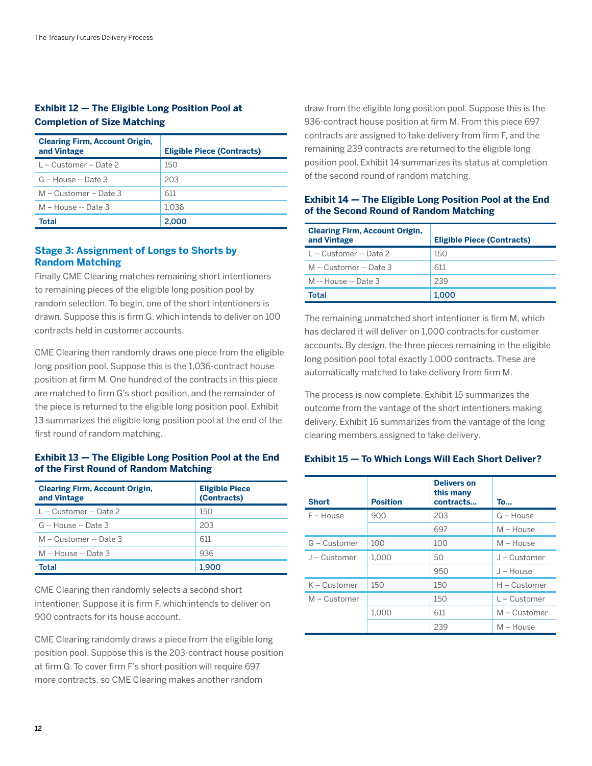**Exhibit 12 — The Eligible Long Position Pool at Completion of Size Matching**

| Clearing Firm, Account Origin, and Vintage | Eligible Piece (Contracts) |
|---|---|
| L – Customer – Date 2 | 150 |
| G – House – Date 3 | 203 |
| M – Customer – Date 3 | 611 |
| M – House -- Date 3 | 1,036 |
| **Total** | **2,000** |

### Stage 3: Assignment of Longs to Shorts by Random Matching

Finally CME Clearing matches remaining short intentioners to remaining pieces of the eligible long position pool by random selection. To begin, one of the short intentioners is drawn. Suppose this is firm G, which intends to deliver on 100 contracts held in customer accounts.

CME Clearing then randomly draws one piece from the eligible long position pool. Suppose this is the 1,036-contract house position at firm M. One hundred of the contracts in this piece are matched to firm G's short position, and the remainder of the piece is returned to the eligible long position pool. Exhibit 13 summarizes the eligible long position pool at the end of the first round of random matching.

**Exhibit 13 — The Eligible Long Position Pool at the End of the First Round of Random Matching**

| Clearing Firm, Account Origin, and Vintage | Eligible Piece (Contracts) |
|---|---|
| L -- Customer -- Date 2 | 150 |
| G -- House -- Date 3 | 203 |
| M – Customer -- Date 3 | 611 |
| M -- House -- Date 3 | 936 |
| **Total** | **1,900** |

CME Clearing then randomly selects a second short intentioner. Suppose it is firm F, which intends to deliver on 900 contracts for its house account.

CME Clearing randomly draws a piece from the eligible long position pool. Suppose this is the 203-contract house position at firm G. To cover firm F's short position will require 697 more contracts, so CME Clearing makes another random draw from the eligible long position pool. Suppose this is the 936-contract house position at firm M. From this piece 697 contracts are assigned to take delivery from firm F, and the remaining 239 contracts are returned to the eligible long position pool. Exhibit 14 summarizes its status at completion of the second round of random matching.

**Exhibit 14 — The Eligible Long Position Pool at the End of the Second Round of Random Matching**

| Clearing Firm, Account Origin, and Vintage | Eligible Piece (Contracts) |
|---|---|
| L -- Customer -- Date 2 | 150 |
| M – Customer -- Date 3 | 611 |
| M -- House -- Date 3 | 239 |
| **Total** | **1,000** |

The remaining unmatched short intentioner is firm M, which has declared it will deliver on 1,000 contracts for customer accounts. By design, the three pieces remaining in the eligible long position pool total exactly 1,000 contracts. These are automatically matched to take delivery from firm M.

The process is now complete. Exhibit 15 summarizes the outcome from the vantage of the short intentioners making delivery. Exhibit 16 summarizes from the vantage of the long clearing members assigned to take delivery.

**Exhibit 15 — To Which Longs Will Each Short Deliver?**

| Short | Position | Delivers on this many contracts… | To… |
|---|---|---|---|
| F – House | 900 | 203 | G – House |
| | | 697 | M – House |
| G – Customer | 100 | 100 | M – House |
| J – Customer | 1,000 | 50 | J – Customer |
| | | 950 | J – House |
| K – Customer | 150 | 150 | H – Customer |
| M – Customer | | 150 | L – Customer |
| | 1,000 | 611 | M – Customer |
| | | 239 | M – House |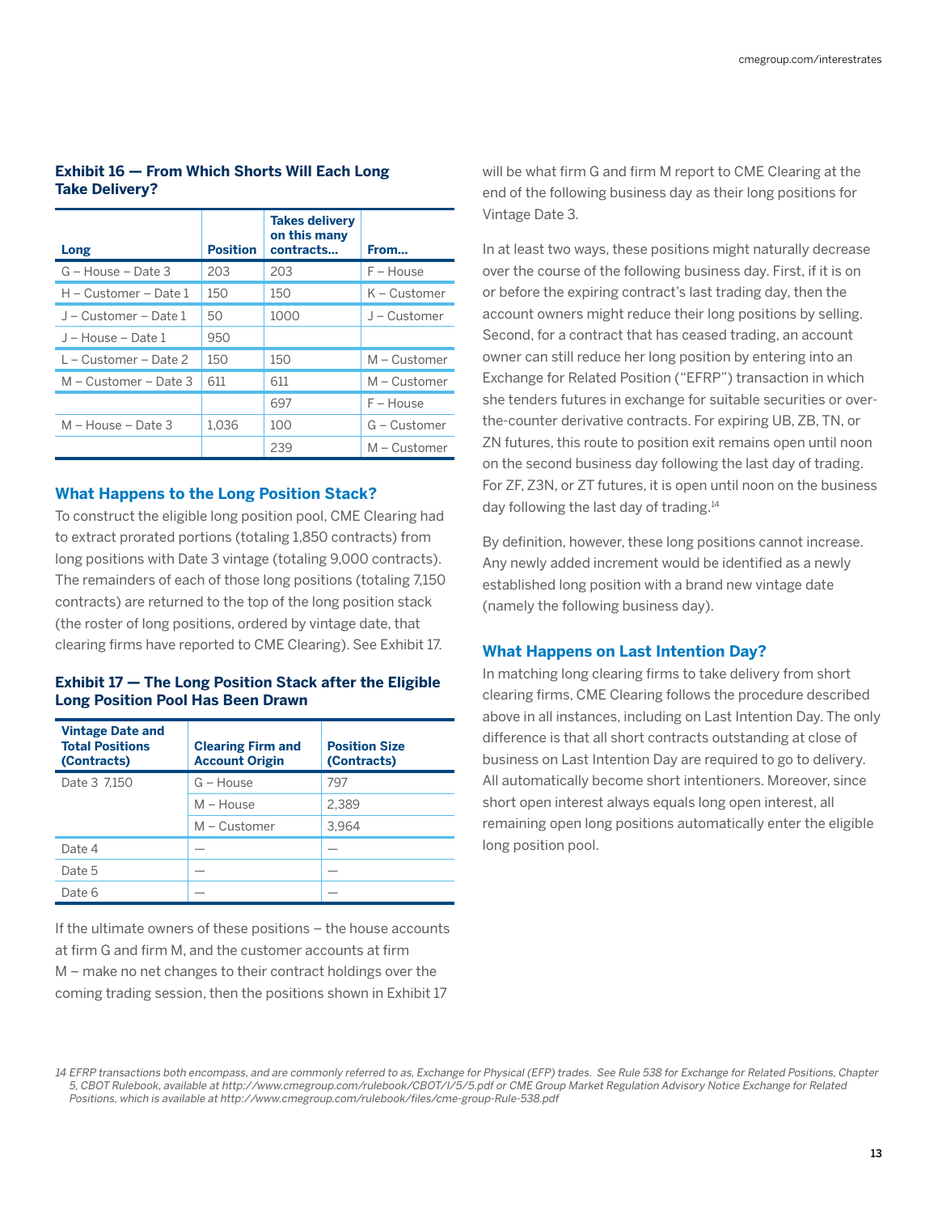**Exhibit 16 — From Which Shorts Will Each Long Take Delivery?**

| Long | Position | Takes delivery on this many contracts... | From... |
|---|---|---|---|
| G – House – Date 3 | 203 | 203 | F – House |
| H – Customer – Date 1 | 150 | 150 | K – Customer |
| J – Customer – Date 1 | 50 | 1000 | J – Customer |
| J – House – Date 1 | 950 | | |
| L – Customer – Date 2 | 150 | 150 | M – Customer |
| M – Customer – Date 3 | 611 | 611 | M – Customer |
| | | 697 | F – House |
| M – House – Date 3 | 1,036 | 100 | G – Customer |
| | | 239 | M – Customer |

## What Happens to the Long Position Stack?

To construct the eligible long position pool, CME Clearing had to extract prorated portions (totaling 1,850 contracts) from long positions with Date 3 vintage (totaling 9,000 contracts). The remainders of each of those long positions (totaling 7,150 contracts) are returned to the top of the long position stack (the roster of long positions, ordered by vintage date, that clearing firms have reported to CME Clearing). See Exhibit 17.

**Exhibit 17 — The Long Position Stack after the Eligible Long Position Pool Has Been Drawn**

| Vintage Date and Total Positions (Contracts) | Clearing Firm and Account Origin | Position Size (Contracts) |
|---|---|---|
| Date 3 7,150 | G – House | 797 |
| | M – House | 2,389 |
| | M – Customer | 3,964 |
| Date 4 | — | — |
| Date 5 | — | — |
| Date 6 | — | — |

If the ultimate owners of these positions – the house accounts at firm G and firm M, and the customer accounts at firm M – make no net changes to their contract holdings over the coming trading session, then the positions shown in Exhibit 17 will be what firm G and firm M report to CME Clearing at the end of the following business day as their long positions for Vintage Date 3.

In at least two ways, these positions might naturally decrease over the course of the following business day. First, if it is on or before the expiring contract's last trading day, then the account owners might reduce their long positions by selling. Second, for a contract that has ceased trading, an account owner can still reduce her long position by entering into an Exchange for Related Position ("EFRP") transaction in which she tenders futures in exchange for suitable securities or over-the-counter derivative contracts. For expiring UB, ZB, TN, or ZN futures, this route to position exit remains open until noon on the second business day following the last day of trading. For ZF, Z3N, or ZT futures, it is open until noon on the business day following the last day of trading.[14]

By definition, however, these long positions cannot increase. Any newly added increment would be identified as a newly established long position with a brand new vintage date (namely the following business day).

## What Happens on Last Intention Day?

In matching long clearing firms to take delivery from short clearing firms, CME Clearing follows the procedure described above in all instances, including on Last Intention Day. The only difference is that all short contracts outstanding at close of business on Last Intention Day are required to go to delivery. All automatically become short intentioners. Moreover, since short open interest always equals long open interest, all remaining open long positions automatically enter the eligible long position pool.

*14 EFRP transactions both encompass, and are commonly referred to as, Exchange for Physical (EFP) trades. See Rule 538 for Exchange for Related Positions, Chapter 5, CBOT Rulebook, available at http://www.cmegroup.com/rulebook/CBOT/I/5/5.pdf or CME Group Market Regulation Advisory Notice Exchange for Related Positions, which is available at http://www.cmegroup.com/rulebook/files/cme-group-Rule-538.pdf*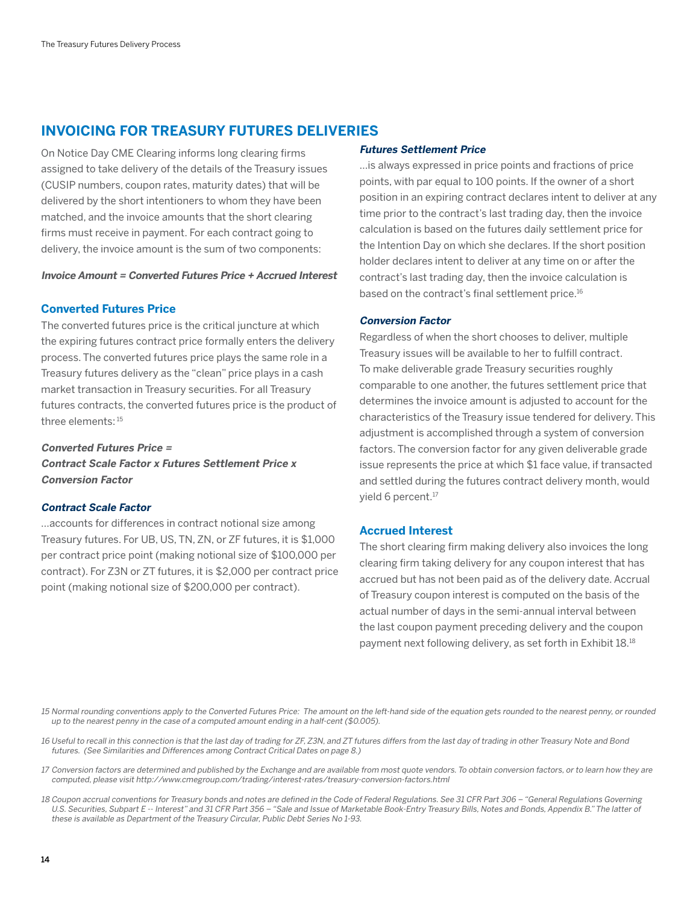## INVOICING FOR TREASURY FUTURES DELIVERIES

On Notice Day CME Clearing informs long clearing firms assigned to take delivery of the details of the Treasury issues (CUSIP numbers, coupon rates, maturity dates) that will be delivered by the short intentioners to whom they have been matched, and the invoice amounts that the short clearing firms must receive in payment. For each contract going to delivery, the invoice amount is the sum of two components:

***Invoice Amount = Converted Futures Price + Accrued Interest***

### Converted Futures Price

The converted futures price is the critical juncture at which the expiring futures contract price formally enters the delivery process. The converted futures price plays the same role in a Treasury futures delivery as the "clean" price plays in a cash market transaction in Treasury securities. For all Treasury futures contracts, the converted futures price is the product of three elements:[15]

***Converted Futures Price =***
***Contract Scale Factor x Futures Settlement Price x Conversion Factor***

#### *Contract Scale Factor*

…accounts for differences in contract notional size among Treasury futures. For UB, US, TN, ZN, or ZF futures, it is $1,000 per contract price point (making notional size of $100,000 per contract). For Z3N or ZT futures, it is $2,000 per contract price point (making notional size of $200,000 per contract).

#### *Futures Settlement Price*

…is always expressed in price points and fractions of price points, with par equal to 100 points. If the owner of a short position in an expiring contract declares intent to deliver at any time prior to the contract's last trading day, then the invoice calculation is based on the futures daily settlement price for the Intention Day on which she declares. If the short position holder declares intent to deliver at any time on or after the contract's last trading day, then the invoice calculation is based on the contract's final settlement price.[16]

#### *Conversion Factor*

Regardless of when the short chooses to deliver, multiple Treasury issues will be available to her to fulfill contract. To make deliverable grade Treasury securities roughly comparable to one another, the futures settlement price that determines the invoice amount is adjusted to account for the characteristics of the Treasury issue tendered for delivery. This adjustment is accomplished through a system of conversion factors. The conversion factor for any given deliverable grade issue represents the price at which $1 face value, if transacted and settled during the futures contract delivery month, would yield 6 percent.[17]

### Accrued Interest

The short clearing firm making delivery also invoices the long clearing firm taking delivery for any coupon interest that has accrued but has not been paid as of the delivery date. Accrual of Treasury coupon interest is computed on the basis of the actual number of days in the semi-annual interval between the last coupon payment preceding delivery and the coupon payment next following delivery, as set forth in Exhibit 18.[18]

---

*15 Normal rounding conventions apply to the Converted Futures Price: The amount on the left-hand side of the equation gets rounded to the nearest penny, or rounded up to the nearest penny in the case of a computed amount ending in a half-cent ($0.005).*

*16 Useful to recall in this connection is that the last day of trading for ZF, Z3N, and ZT futures differs from the last day of trading in other Treasury Note and Bond futures. (See Similarities and Differences among Contract Critical Dates on page 8.)*

*17 Conversion factors are determined and published by the Exchange and are available from most quote vendors. To obtain conversion factors, or to learn how they are computed, please visit http://www.cmegroup.com/trading/interest-rates/treasury-conversion-factors.html*

*18 Coupon accrual conventions for Treasury bonds and notes are defined in the Code of Federal Regulations. See 31 CFR Part 306 – "General Regulations Governing U.S. Securities, Subpart E -- Interest" and 31 CFR Part 356 – "Sale and Issue of Marketable Book-Entry Treasury Bills, Notes and Bonds, Appendix B." The latter of these is available as Department of the Treasury Circular, Public Debt Series No 1-93.*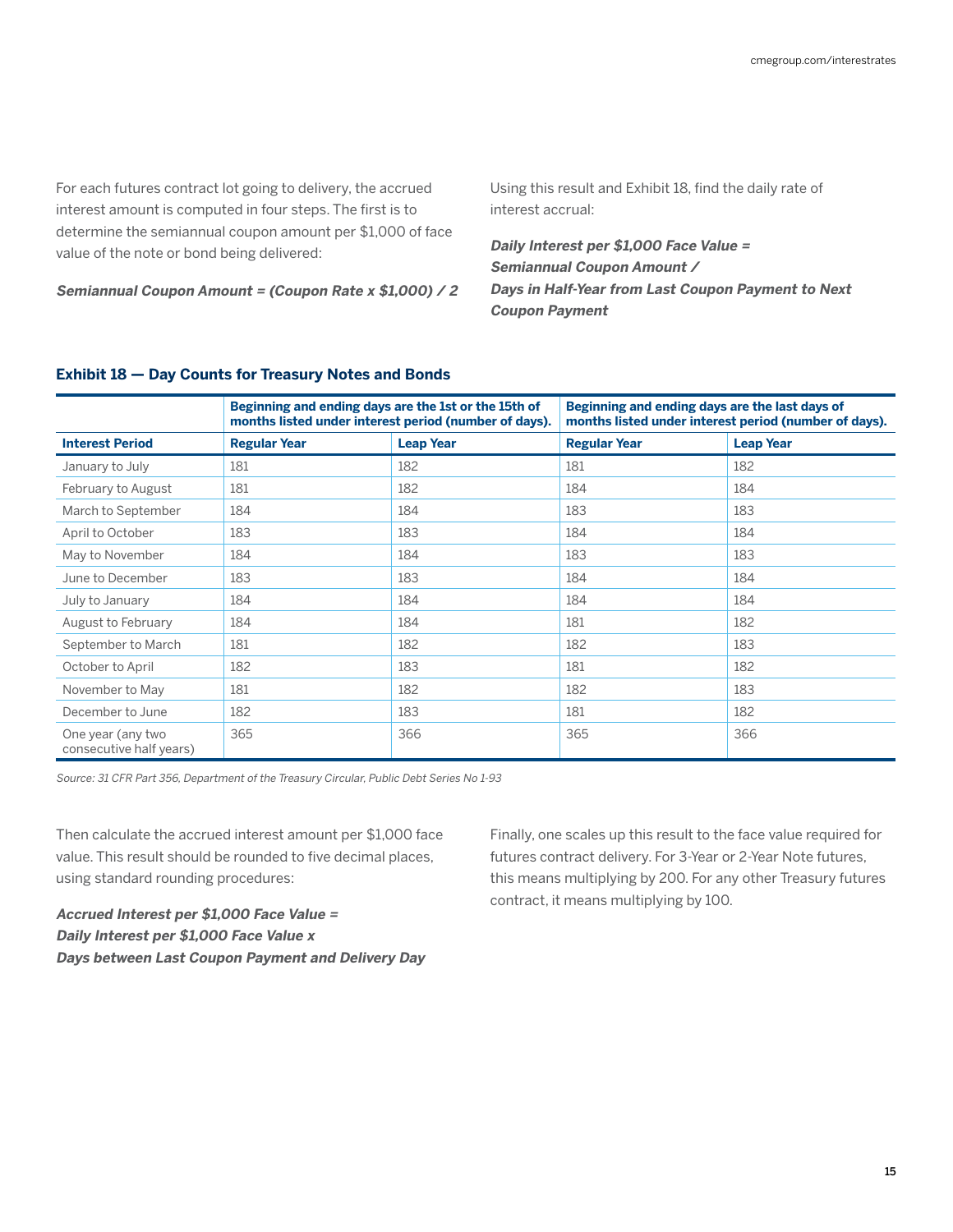For each futures contract lot going to delivery, the accrued interest amount is computed in four steps. The first is to determine the semiannual coupon amount per $1,000 of face value of the note or bond being delivered:

***Semiannual Coupon Amount = (Coupon Rate x $1,000) / 2***

Using this result and Exhibit 18, find the daily rate of interest accrual:

***Daily Interest per $1,000 Face Value = Semiannual Coupon Amount / Days in Half-Year from Last Coupon Payment to Next Coupon Payment***

**Exhibit 18 — Day Counts for Treasury Notes and Bonds**

| | Beginning and ending days are the 1st or the 15th of months listed under interest period (number of days). | | Beginning and ending days are the last days of months listed under interest period (number of days). | |
|---|---|---|---|---|
| **Interest Period** | **Regular Year** | **Leap Year** | **Regular Year** | **Leap Year** |
| January to July | 181 | 182 | 181 | 182 |
| February to August | 181 | 182 | 184 | 184 |
| March to September | 184 | 184 | 183 | 183 |
| April to October | 183 | 183 | 184 | 184 |
| May to November | 184 | 184 | 183 | 183 |
| June to December | 183 | 183 | 184 | 184 |
| July to January | 184 | 184 | 184 | 184 |
| August to February | 184 | 184 | 181 | 182 |
| September to March | 181 | 182 | 182 | 183 |
| October to April | 182 | 183 | 181 | 182 |
| November to May | 181 | 182 | 182 | 183 |
| December to June | 182 | 183 | 181 | 182 |
| One year (any two consecutive half years) | 365 | 366 | 365 | 366 |

*Source: 31 CFR Part 356, Department of the Treasury Circular, Public Debt Series No 1-93*

Then calculate the accrued interest amount per $1,000 face value. This result should be rounded to five decimal places, using standard rounding procedures:

***Accrued Interest per $1,000 Face Value = Daily Interest per $1,000 Face Value x Days between Last Coupon Payment and Delivery Day***

Finally, one scales up this result to the face value required for futures contract delivery. For 3-Year or 2-Year Note futures, this means multiplying by 200. For any other Treasury futures contract, it means multiplying by 100.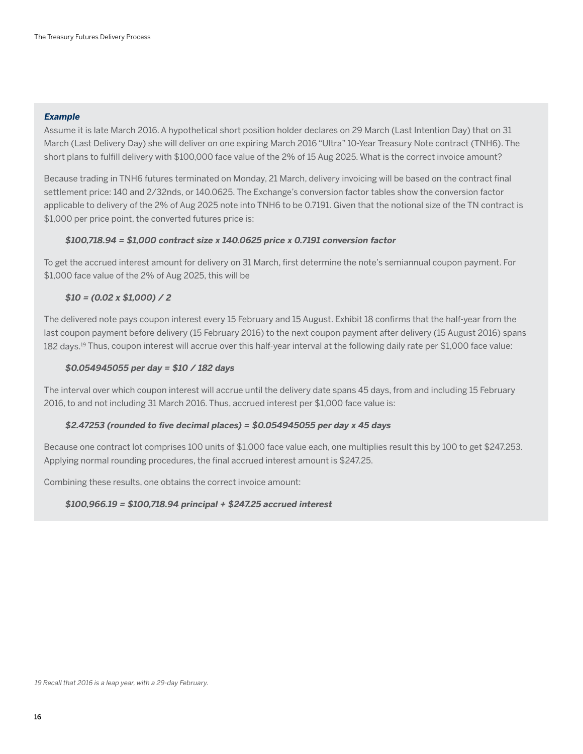***Example***

Assume it is late March 2016. A hypothetical short position holder declares on 29 March (Last Intention Day) that on 31 March (Last Delivery Day) she will deliver on one expiring March 2016 “Ultra” 10-Year Treasury Note contract (TNH6). The short plans to fulfill delivery with $100,000 face value of the 2% of 15 Aug 2025. What is the correct invoice amount?

Because trading in TNH6 futures terminated on Monday, 21 March, delivery invoicing will be based on the contract final settlement price: 140 and 2/32nds, or 140.0625. The Exchange’s conversion factor tables show the conversion factor applicable to delivery of the 2% of Aug 2025 note into TNH6 to be 0.7191. Given that the notional size of the TN contract is $1,000 per price point, the converted futures price is:

> ***$100,718.94 = $1,000 contract size x 140.0625 price x 0.7191 conversion factor***

To get the accrued interest amount for delivery on 31 March, first determine the note’s semiannual coupon payment. For $1,000 face value of the 2% of Aug 2025, this will be

> ***$10 = (0.02 x $1,000) / 2***

The delivered note pays coupon interest every 15 February and 15 August. Exhibit 18 confirms that the half-year from the last coupon payment before delivery (15 February 2016) to the next coupon payment after delivery (15 August 2016) spans 182 days.[19] Thus, coupon interest will accrue over this half-year interval at the following daily rate per $1,000 face value:

> ***$0.054945055 per day = $10 / 182 days***

The interval over which coupon interest will accrue until the delivery date spans 45 days, from and including 15 February 2016, to and not including 31 March 2016. Thus, accrued interest per $1,000 face value is:

> ***$2.47253 (rounded to five decimal places) = $0.054945055 per day x 45 days***

Because one contract lot comprises 100 units of $1,000 face value each, one multiplies result this by 100 to get $247.253. Applying normal rounding procedures, the final accrued interest amount is $247.25.

Combining these results, one obtains the correct invoice amount:

> ***$100,966.19 = $100,718.94 principal + $247.25 accrued interest***

*19 Recall that 2016 is a leap year, with a 29-day February.*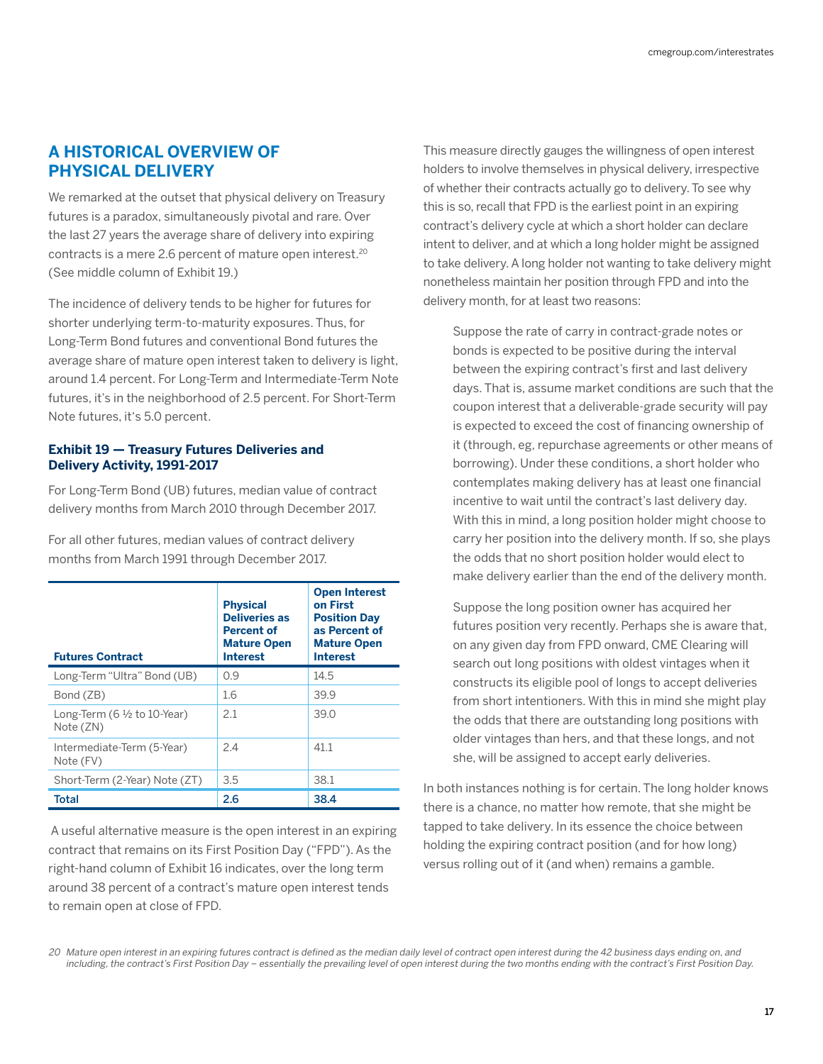## A HISTORICAL OVERVIEW OF PHYSICAL DELIVERY

We remarked at the outset that physical delivery on Treasury futures is a paradox, simultaneously pivotal and rare. Over the last 27 years the average share of delivery into expiring contracts is a mere 2.6 percent of mature open interest.[20] (See middle column of Exhibit 19.)

The incidence of delivery tends to be higher for futures for shorter underlying term-to-maturity exposures. Thus, for Long-Term Bond futures and conventional Bond futures the average share of mature open interest taken to delivery is light, around 1.4 percent. For Long-Term and Intermediate-Term Note futures, it's in the neighborhood of 2.5 percent. For Short-Term Note futures, it's 5.0 percent.

**Exhibit 19 — Treasury Futures Deliveries and Delivery Activity, 1991-2017**

For Long-Term Bond (UB) futures, median value of contract delivery months from March 2010 through December 2017.

For all other futures, median values of contract delivery months from March 1991 through December 2017.

| Futures Contract | Physical Deliveries as Percent of Mature Open Interest | Open Interest on First Position Day as Percent of Mature Open Interest |
|---|---|---|
| Long-Term "Ultra" Bond (UB) | 0.9 | 14.5 |
| Bond (ZB) | 1.6 | 39.9 |
| Long-Term (6 ½ to 10-Year) Note (ZN) | 2.1 | 39.0 |
| Intermediate-Term (5-Year) Note (FV) | 2.4 | 41.1 |
| Short-Term (2-Year) Note (ZT) | 3.5 | 38.1 |
| **Total** | **2.6** | **38.4** |

A useful alternative measure is the open interest in an expiring contract that remains on its First Position Day ("FPD"). As the right-hand column of Exhibit 16 indicates, over the long term around 38 percent of a contract's mature open interest tends to remain open at close of FPD.

This measure directly gauges the willingness of open interest holders to involve themselves in physical delivery, irrespective of whether their contracts actually go to delivery. To see why this is so, recall that FPD is the earliest point in an expiring contract's delivery cycle at which a short holder can declare intent to deliver, and at which a long holder might be assigned to take delivery. A long holder not wanting to take delivery might nonetheless maintain her position through FPD and into the delivery month, for at least two reasons:

> Suppose the rate of carry in contract-grade notes or bonds is expected to be positive during the interval between the expiring contract's first and last delivery days. That is, assume market conditions are such that the coupon interest that a deliverable-grade security will pay is expected to exceed the cost of financing ownership of it (through, eg, repurchase agreements or other means of borrowing). Under these conditions, a short holder who contemplates making delivery has at least one financial incentive to wait until the contract's last delivery day. With this in mind, a long position holder might choose to carry her position into the delivery month. If so, she plays the odds that no short position holder would elect to make delivery earlier than the end of the delivery month.
>
> Suppose the long position owner has acquired her futures position very recently. Perhaps she is aware that, on any given day from FPD onward, CME Clearing will search out long positions with oldest vintages when it constructs its eligible pool of longs to accept deliveries from short intentioners. With this in mind she might play the odds that there are outstanding long positions with older vintages than hers, and that these longs, and not she, will be assigned to accept early deliveries.

In both instances nothing is for certain. The long holder knows there is a chance, no matter how remote, that she might be tapped to take delivery. In its essence the choice between holding the expiring contract position (and for how long) versus rolling out of it (and when) remains a gamble.

[20] *Mature open interest in an expiring futures contract is defined as the median daily level of contract open interest during the 42 business days ending on, and including, the contract's First Position Day – essentially the prevailing level of open interest during the two months ending with the contract's First Position Day.*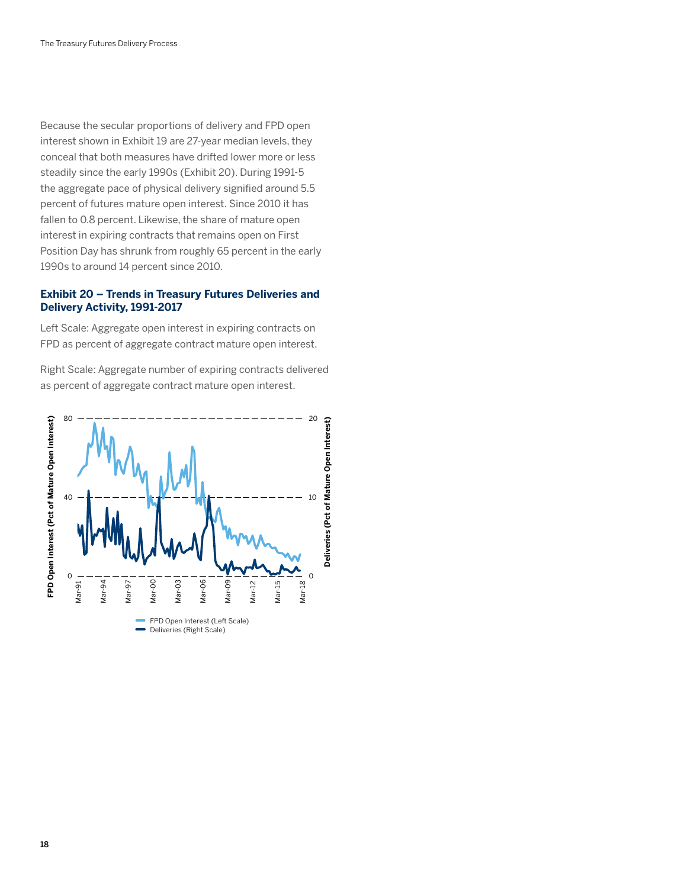Because the secular proportions of delivery and FPD open interest shown in Exhibit 19 are 27-year median levels, they conceal that both measures have drifted lower more or less steadily since the early 1990s (Exhibit 20). During 1991-5 the aggregate pace of physical delivery signified around 5.5 percent of futures mature open interest. Since 2010 it has fallen to 0.8 percent. Likewise, the share of mature open interest in expiring contracts that remains open on First Position Day has shrunk from roughly 65 percent in the early 1990s to around 14 percent since 2010.

### Exhibit 20 – Trends in Treasury Futures Deliveries and Delivery Activity, 1991-2017

Left Scale: Aggregate open interest in expiring contracts on FPD as percent of aggregate contract mature open interest.

Right Scale: Aggregate number of expiring contracts delivered as percent of aggregate contract mature open interest.

FPD Open Interest (Left Scale)
Deliveries (Right Scale)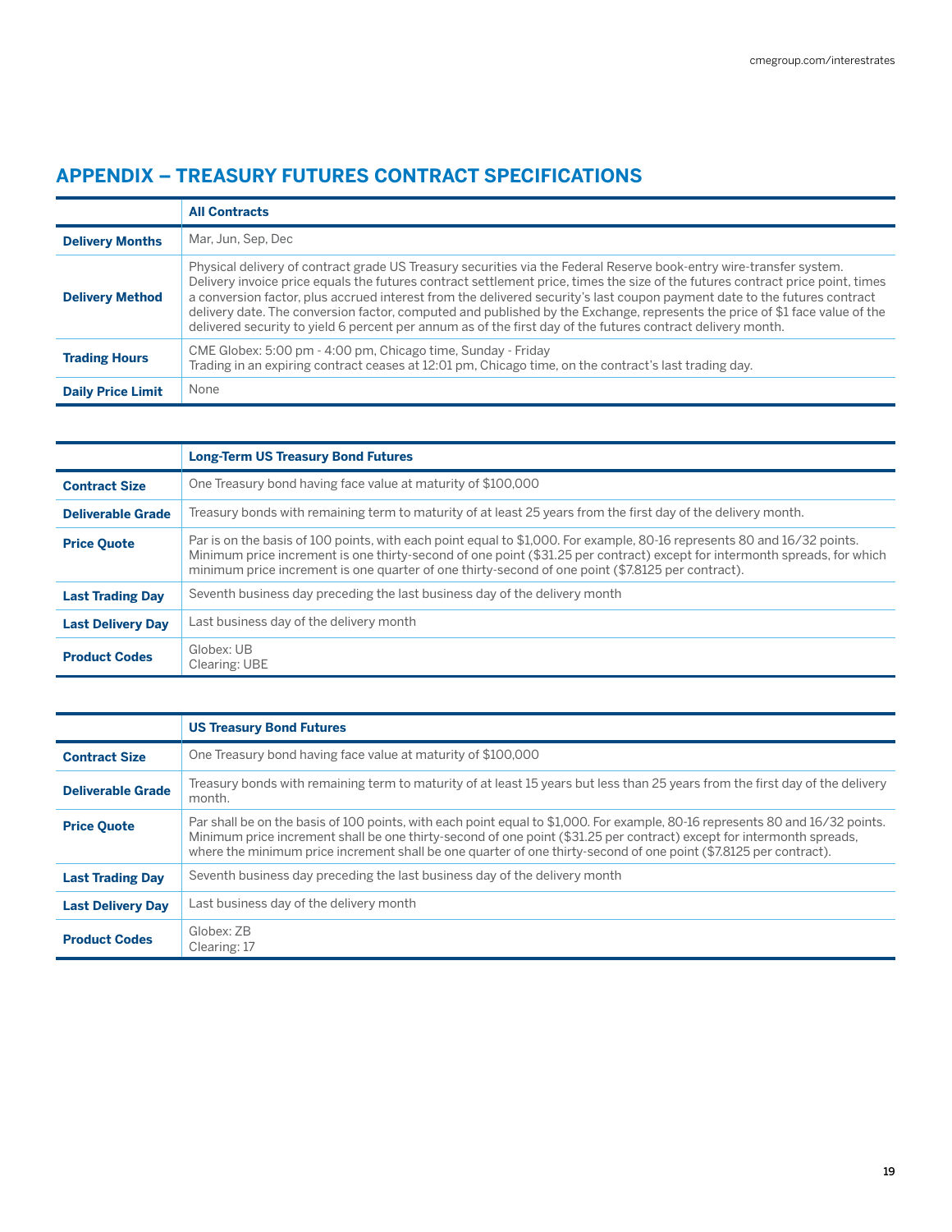## APPENDIX – TREASURY FUTURES CONTRACT SPECIFICATIONS

| | All Contracts |
|---|---|
| **Delivery Months** | Mar, Jun, Sep, Dec |
| **Delivery Method** | Physical delivery of contract grade US Treasury securities via the Federal Reserve book-entry wire-transfer system. Delivery invoice price equals the futures contract settlement price, times the size of the futures contract price point, times a conversion factor, plus accrued interest from the delivered security's last coupon payment date to the futures contract delivery date. The conversion factor, computed and published by the Exchange, represents the price of $1 face value of the delivered security to yield 6 percent per annum as of the first day of the futures contract delivery month. |
| **Trading Hours** | CME Globex: 5:00 pm - 4:00 pm, Chicago time, Sunday - Friday<br>Trading in an expiring contract ceases at 12:01 pm, Chicago time, on the contract's last trading day. |
| **Daily Price Limit** | None |

| | Long-Term US Treasury Bond Futures |
|---|---|
| **Contract Size** | One Treasury bond having face value at maturity of $100,000 |
| **Deliverable Grade** | Treasury bonds with remaining term to maturity of at least 25 years from the first day of the delivery month. |
| **Price Quote** | Par is on the basis of 100 points, with each point equal to $1,000. For example, 80-16 represents 80 and 16/32 points. Minimum price increment is one thirty-second of one point ($31.25 per contract) except for intermonth spreads, for which minimum price increment is one quarter of one thirty-second of one point ($7.8125 per contract). |
| **Last Trading Day** | Seventh business day preceding the last business day of the delivery month |
| **Last Delivery Day** | Last business day of the delivery month |
| **Product Codes** | Globex: UB<br>Clearing: UBE |

| | US Treasury Bond Futures |
|---|---|
| **Contract Size** | One Treasury bond having face value at maturity of $100,000 |
| **Deliverable Grade** | Treasury bonds with remaining term to maturity of at least 15 years but less than 25 years from the first day of the delivery month. |
| **Price Quote** | Par shall be on the basis of 100 points, with each point equal to $1,000. For example, 80-16 represents 80 and 16/32 points. Minimum price increment shall be one thirty-second of one point ($31.25 per contract) except for intermonth spreads, where the minimum price increment shall be one quarter of one thirty-second of one point ($7.8125 per contract). |
| **Last Trading Day** | Seventh business day preceding the last business day of the delivery month |
| **Last Delivery Day** | Last business day of the delivery month |
| **Product Codes** | Globex: ZB<br>Clearing: 17 |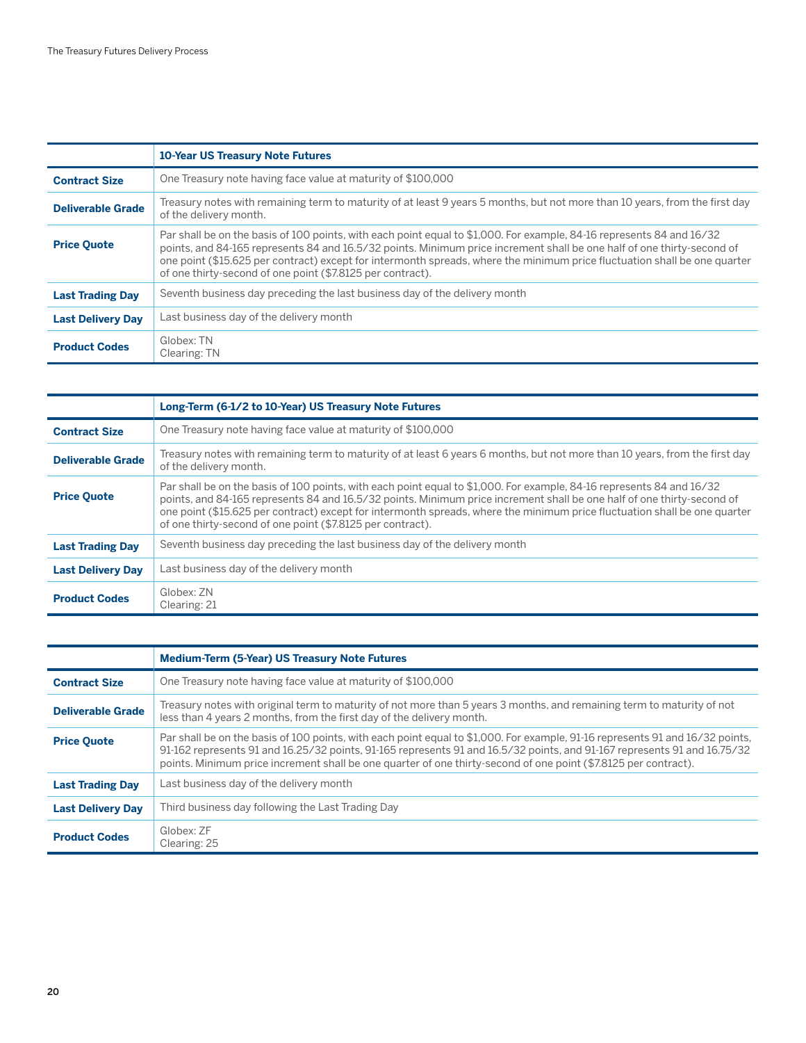| | 10-Year US Treasury Note Futures |
|---|---|
| **Contract Size** | One Treasury note having face value at maturity of $100,000 |
| **Deliverable Grade** | Treasury notes with remaining term to maturity of at least 9 years 5 months, but not more than 10 years, from the first day of the delivery month. |
| **Price Quote** | Par shall be on the basis of 100 points, with each point equal to $1,000. For example, 84-16 represents 84 and 16/32 points, and 84-165 represents 84 and 16.5/32 points. Minimum price increment shall be one half of one thirty-second of one point ($15.625 per contract) except for intermonth spreads, where the minimum price fluctuation shall be one quarter of one thirty-second of one point ($7.8125 per contract). |
| **Last Trading Day** | Seventh business day preceding the last business day of the delivery month |
| **Last Delivery Day** | Last business day of the delivery month |
| **Product Codes** | Globex: TN<br>Clearing: TN |

| | Long-Term (6-1/2 to 10-Year) US Treasury Note Futures |
|---|---|
| **Contract Size** | One Treasury note having face value at maturity of $100,000 |
| **Deliverable Grade** | Treasury notes with remaining term to maturity of at least 6 years 6 months, but not more than 10 years, from the first day of the delivery month. |
| **Price Quote** | Par shall be on the basis of 100 points, with each point equal to $1,000. For example, 84-16 represents 84 and 16/32 points, and 84-165 represents 84 and 16.5/32 points. Minimum price increment shall be one half of one thirty-second of one point ($15.625 per contract) except for intermonth spreads, where the minimum price fluctuation shall be one quarter of one thirty-second of one point ($7.8125 per contract). |
| **Last Trading Day** | Seventh business day preceding the last business day of the delivery month |
| **Last Delivery Day** | Last business day of the delivery month |
| **Product Codes** | Globex: ZN<br>Clearing: 21 |

| | Medium-Term (5-Year) US Treasury Note Futures |
|---|---|
| **Contract Size** | One Treasury note having face value at maturity of $100,000 |
| **Deliverable Grade** | Treasury notes with original term to maturity of not more than 5 years 3 months, and remaining term to maturity of not less than 4 years 2 months, from the first day of the delivery month. |
| **Price Quote** | Par shall be on the basis of 100 points, with each point equal to $1,000. For example, 91-16 represents 91 and 16/32 points, 91-162 represents 91 and 16.25/32 points, 91-165 represents 91 and 16.5/32 points, and 91-167 represents 91 and 16.75/32 points. Minimum price increment shall be one quarter of one thirty-second of one point ($7.8125 per contract). |
| **Last Trading Day** | Last business day of the delivery month |
| **Last Delivery Day** | Third business day following the Last Trading Day |
| **Product Codes** | Globex: ZF<br>Clearing: 25 |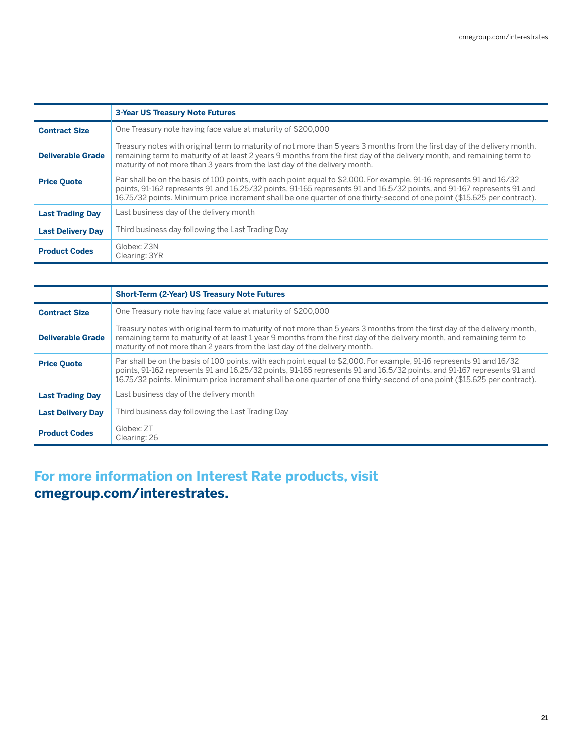| | 3-Year US Treasury Note Futures |
|---|---|
| **Contract Size** | One Treasury note having face value at maturity of $200,000 |
| **Deliverable Grade** | Treasury notes with original term to maturity of not more than 5 years 3 months from the first day of the delivery month, remaining term to maturity of at least 2 years 9 months from the first day of the delivery month, and remaining term to maturity of not more than 3 years from the last day of the delivery month. |
| **Price Quote** | Par shall be on the basis of 100 points, with each point equal to $2,000. For example, 91-16 represents 91 and 16/32 points, 91-162 represents 91 and 16.25/32 points, 91-165 represents 91 and 16.5/32 points, and 91-167 represents 91 and 16.75/32 points. Minimum price increment shall be one quarter of one thirty-second of one point ($15.625 per contract). |
| **Last Trading Day** | Last business day of the delivery month |
| **Last Delivery Day** | Third business day following the Last Trading Day |
| **Product Codes** | Globex: Z3N<br>Clearing: 3YR |

| | Short-Term (2-Year) US Treasury Note Futures |
|---|---|
| **Contract Size** | One Treasury note having face value at maturity of $200,000 |
| **Deliverable Grade** | Treasury notes with original term to maturity of not more than 5 years 3 months from the first day of the delivery month, remaining term to maturity of at least 1 year 9 months from the first day of the delivery month, and remaining term to maturity of not more than 2 years from the last day of the delivery month. |
| **Price Quote** | Par shall be on the basis of 100 points, with each point equal to $2,000. For example, 91-16 represents 91 and 16/32 points, 91-162 represents 91 and 16.25/32 points, 91-165 represents 91 and 16.5/32 points, and 91-167 represents 91 and 16.75/32 points. Minimum price increment shall be one quarter of one thirty-second of one point ($15.625 per contract). |
| **Last Trading Day** | Last business day of the delivery month |
| **Last Delivery Day** | Third business day following the Last Trading Day |
| **Product Codes** | Globex: ZT<br>Clearing: 26 |

## For more information on Interest Rate products, visit **cmegroup.com/interestrates.**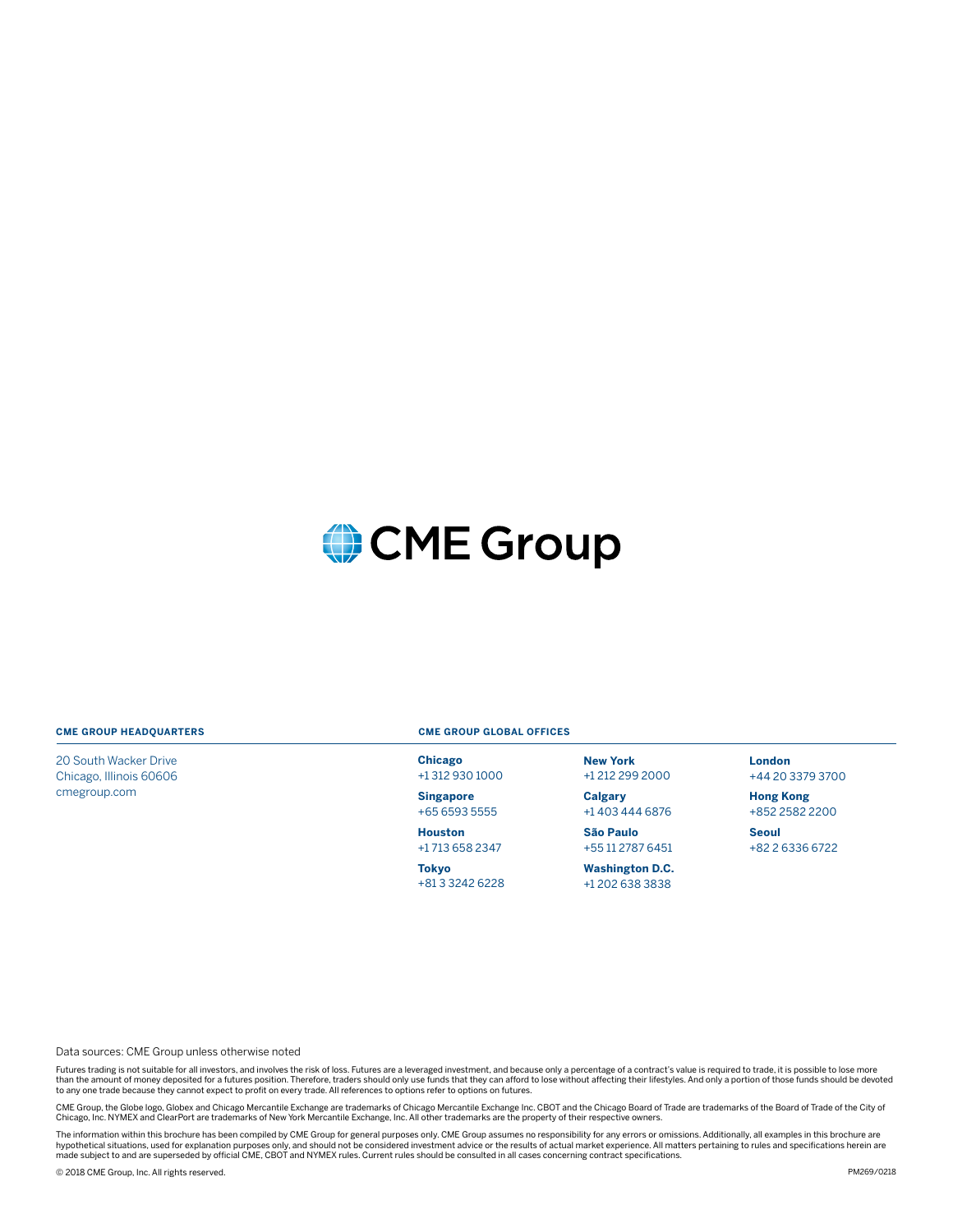CME Group

**CME GROUP HEADQUARTERS**

20 South Wacker Drive
Chicago, Illinois 60606
cmegroup.com

**CME GROUP GLOBAL OFFICES**

**Chicago**
+1 312 930 1000

**Singapore**
+65 6593 5555

**Houston**
+1 713 658 2347

**Tokyo**
+81 3 3242 6228

**New York**
+1 212 299 2000

**Calgary**
+1 403 444 6876

**São Paulo**
+55 11 2787 6451

**Washington D.C.**
+1 202 638 3838

**London**
+44 20 3379 3700

**Hong Kong**
+852 2582 2200

**Seoul**
+82 2 6336 6722

Data sources: CME Group unless otherwise noted

Futures trading is not suitable for all investors, and involves the risk of loss. Futures are a leveraged investment, and because only a percentage of a contract's value is required to trade, it is possible to lose more than the amount of money deposited for a futures position. Therefore, traders should only use funds that they can afford to lose without affecting their lifestyles. And only a portion of those funds should be devoted to any one trade because they cannot expect to profit on every trade. All references to options refer to options on futures.

CME Group, the Globe logo, Globex and Chicago Mercantile Exchange are trademarks of Chicago Mercantile Exchange Inc. CBOT and the Chicago Board of Trade are trademarks of the Board of Trade of the City of Chicago, Inc. NYMEX and ClearPort are trademarks of New York Mercantile Exchange, Inc. All other trademarks are the property of their respective owners.

The information within this brochure has been compiled by CME Group for general purposes only. CME Group assumes no responsibility for any errors or omissions. Additionally, all examples in this brochure are hypothetical situations, used for explanation purposes only, and should not be considered investment advice or the results of actual market experience. All matters pertaining to rules and specifications herein are made subject to and are superseded by official CME, CBOT and NYMEX rules. Current rules should be consulted in all cases concerning contract specifications.

© 2018 CME Group, Inc. All rights reserved.

PM269/0218